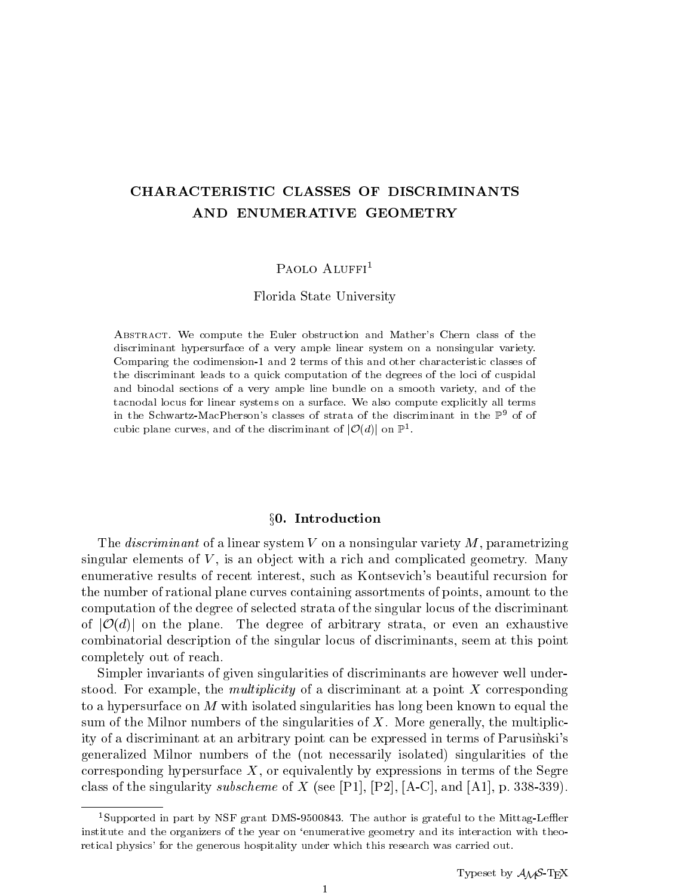# CHARACTERISTIC CLASSES OF DISCRIMINANTS AND ENUMERATIVE GEOMETRY

Paolo Aluffi[1]

Florida State University

Abstract. We compute the Euler obstruction and Mather's Chern class of the discriminant hypersurface of a very ample linear system on a nonsingular variety. Comparing the codimension-1 and 2 terms of this and other characteristic classes of the discriminant leads to a quick computation of the degrees of the loci of cuspidal and binodal sections of a very ample line bundle on a smooth variety, and of the tacnodal locus for linear systems on a surface. We also compute explicitly all terms in the Schwartz-MacPherson's classes of strata of the discriminant in the $\mathbb{P}^9$ of of cubic plane curves, and of the discriminant of $|\mathcal{O}(d)|$ on $\mathbb{P}^1$.

## §0. Introduction

The *discriminant* of a linear system $V$ on a nonsingular variety $M$, parametrizing singular elements of $V$, is an object with a rich and complicated geometry. Many enumerative results of recent interest, such as Kontsevich's beautiful recursion for the number of rational plane curves containing assortments of points, amount to the computation of the degree of selected strata of the singular locus of the discriminant of $|\mathcal{O}(d)|$ on the plane. The degree of arbitrary strata, or even an exhaustive combinatorial description of the singular locus of discriminants, seem at this point completely out of reach.

Simpler invariants of given singularities of discriminants are however well understood. For example, the *multiplicity* of a discriminant at a point $X$ corresponding to a hypersurface on $M$ with isolated singularities has long been known to equal the sum of the Milnor numbers of the singularities of $X$. More generally, the multiplicity of a discriminant at an arbitrary point can be expressed in terms of Parusiǹski's generalized Milnor numbers of the (not necessarily isolated) singularities of the corresponding hypersurface $X$, or equivalently by expressions in terms of the Segre class of the singularity *subscheme* of $X$ (see [P1], [P2], [A-C], and [A1], p. 338-339).

[1] Supported in part by NSF grant DMS-9500843. The author is grateful to the Mittag-Leffler institute and the organizers of the year on 'enumerative geometry and its interaction with theoretical physics' for the generous hospitality under which this research was carried out.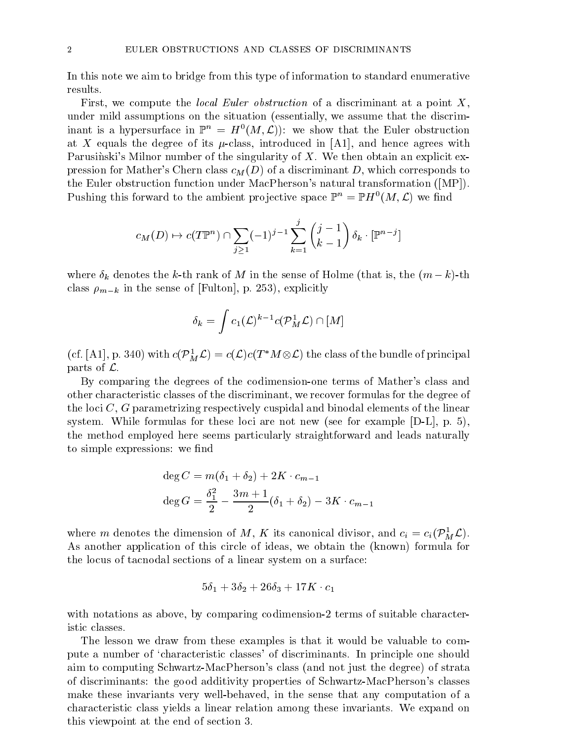In this note we aim to bridge from this type of information to standard enumerative results.

First, we compute the *local Euler obstruction* of a discriminant at a point $X$, under mild assumptions on the situation (essentially, we assume that the discriminant is a hypersurface in $\mathbb{P}^n = H^0(M, \mathcal{L})$): we show that the Euler obstruction at $X$ equals the degree of its $\mu$-class, introduced in [A1], and hence agrees with Parusiński's Milnor number of the singularity of $X$. We then obtain an explicit expression for Mather's Chern class $c_M(D)$ of a discriminant $D$, which corresponds to the Euler obstruction function under MacPherson's natural transformation ([MP]). Pushing this forward to the ambient projective space $\mathbb{P}^n = \mathbb{P}H^0(M, \mathcal{L})$ we find

$$c_M(D) \mapsto c(T\mathbb{P}^n) \cap \sum_{j \geq 1} (-1)^{j-1} \sum_{k=1}^{j} \binom{j-1}{k-1} \delta_k \cdot [\mathbb{P}^{n-j}]$$

where $\delta_k$ denotes the $k$-th rank of $M$ in the sense of Holme (that is, the $(m-k)$-th class $\rho_{m-k}$ in the sense of [Fulton], p. 253), explicitly

$$\delta_k = \int c_1(\mathcal{L})^{k-1} c(\mathcal{P}^1_M \mathcal{L}) \cap [M]$$

(cf. [A1], p. 340) with $c(\mathcal{P}^1_M \mathcal{L}) = c(\mathcal{L}) c(T^*M \otimes \mathcal{L})$ the class of the bundle of principal parts of $\mathcal{L}$.

By comparing the degrees of the codimension-one terms of Mather's class and other characteristic classes of the discriminant, we recover formulas for the degree of the loci $C$, $G$ parametrizing respectively cuspidal and binodal elements of the linear system. While formulas for these loci are not new (see for example [D-L], p. 5), the method employed here seems particularly straightforward and leads naturally to simple expressions: we find

$$\deg C = m(\delta_1 + \delta_2) + 2K \cdot c_{m-1}$$
$$\deg G = \frac{\delta_1^2}{2} - \frac{3m+1}{2}(\delta_1 + \delta_2) - 3K \cdot c_{m-1}$$

where $m$ denotes the dimension of $M$, $K$ its canonical divisor, and $c_i = c_i(\mathcal{P}^1_M \mathcal{L})$. As another application of this circle of ideas, we obtain the (known) formula for the locus of tacnodal sections of a linear system on a surface:

$$5\delta_1 + 3\delta_2 + 26\delta_3 + 17K \cdot c_1$$

with notations as above, by comparing codimension-2 terms of suitable characteristic classes.

The lesson we draw from these examples is that it would be valuable to compute a number of 'characteristic classes' of discriminants. In principle one should aim to computing Schwartz-MacPherson's class (and not just the degree) of strata of discriminants: the good additivity properties of Schwartz-MacPherson's classes make these invariants very well-behaved, in the sense that any computation of a characteristic class yields a linear relation among these invariants. We expand on this viewpoint at the end of section 3.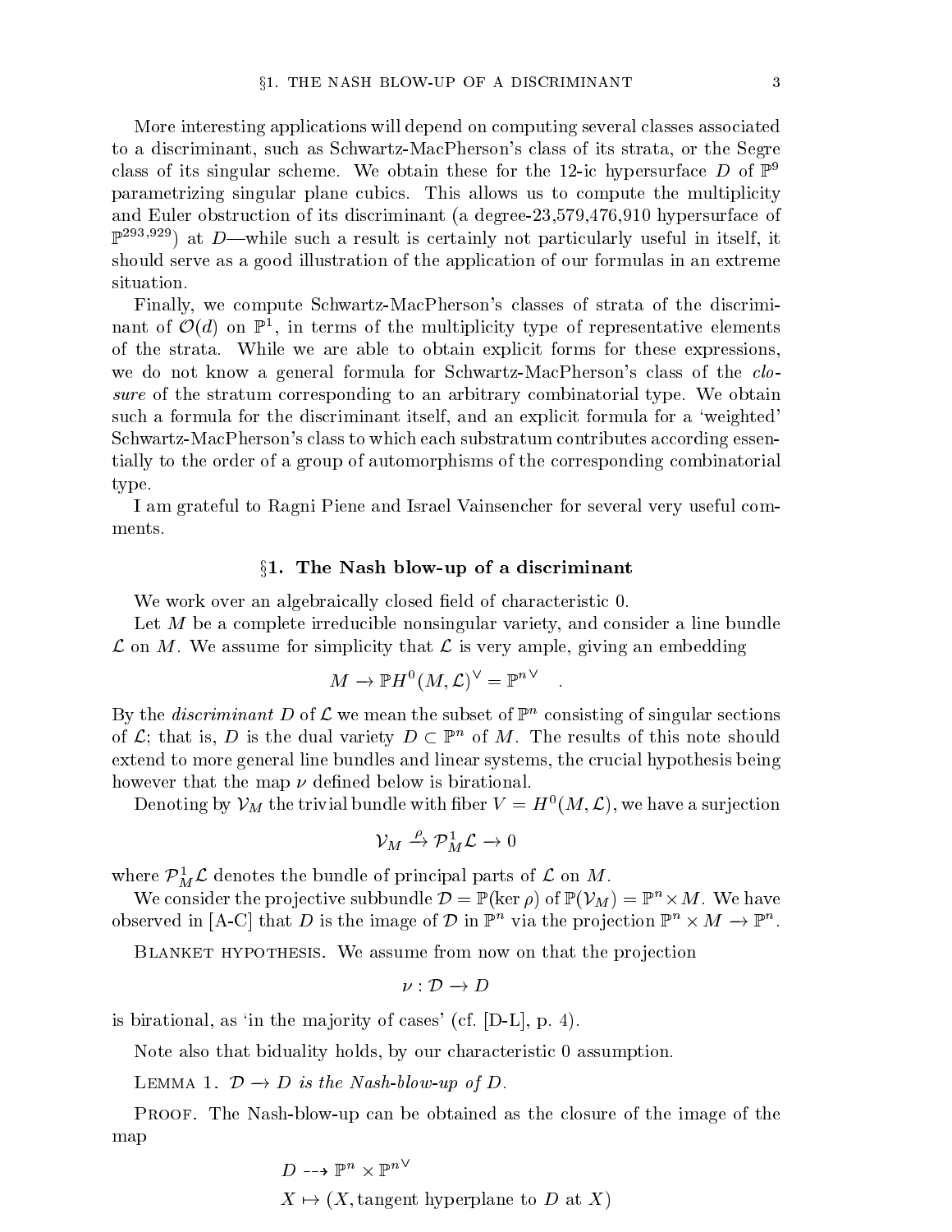More interesting applications will depend on computing several classes associated to a discriminant, such as Schwartz-MacPherson's class of its strata, or the Segre class of its singular scheme. We obtain these for the 12-ic hypersurface $D$ of $\mathbb{P}^9$ parametrizing singular plane cubics. This allows us to compute the multiplicity and Euler obstruction of its discriminant (a degree-23,579,476,910 hypersurface of $\mathbb{P}^{293,929}$) at $D$—while such a result is certainly not particularly useful in itself, it should serve as a good illustration of the application of our formulas in an extreme situation.

Finally, we compute Schwartz-MacPherson's classes of strata of the discriminant of $\mathcal{O}(d)$ on $\mathbb{P}^1$, in terms of the multiplicity type of representative elements of the strata. While we are able to obtain explicit forms for these expressions, we do not know a general formula for Schwartz-MacPherson's class of the *closure* of the stratum corresponding to an arbitrary combinatorial type. We obtain such a formula for the discriminant itself, and an explicit formula for a 'weighted' Schwartz-MacPherson's class to which each substratum contributes according essentially to the order of a group of automorphisms of the corresponding combinatorial type.

I am grateful to Ragni Piene and Israel Vainsencher for several very useful comments.

## §1. The Nash blow-up of a discriminant

We work over an algebraically closed field of characteristic 0.

Let $M$ be a complete irreducible nonsingular variety, and consider a line bundle $\mathcal{L}$ on $M$. We assume for simplicity that $\mathcal{L}$ is very ample, giving an embedding

$$M \to \mathbb{P}H^0(M,\mathcal{L})^\vee = \mathbb{P}^{n\vee} \quad .$$

By the *discriminant* $D$ of $\mathcal{L}$ we mean the subset of $\mathbb{P}^n$ consisting of singular sections of $\mathcal{L}$; that is, $D$ is the dual variety $D \subset \mathbb{P}^n$ of $M$. The results of this note should extend to more general line bundles and linear systems, the crucial hypothesis being however that the map $\nu$ defined below is birational.

Denoting by $\mathcal{V}_M$ the trivial bundle with fiber $V = H^0(M,\mathcal{L})$, we have a surjection

$$\mathcal{V}_M \xrightarrow{\rho} \mathcal{P}^1_M\mathcal{L} \to 0$$

where $\mathcal{P}^1_M\mathcal{L}$ denotes the bundle of principal parts of $\mathcal{L}$ on $M$.

We consider the projective subbundle $\mathcal{D} = \mathbb{P}(\ker \rho)$ of $\mathbb{P}(\mathcal{V}_M) = \mathbb{P}^n \times M$. We have observed in [A-C] that $D$ is the image of $\mathcal{D}$ in $\mathbb{P}^n$ via the projection $\mathbb{P}^n \times M \to \mathbb{P}^n$.

Blanket hypothesis. We assume from now on that the projection

$$\nu : \mathcal{D} \to D$$

is birational, as 'in the majority of cases' (cf. [D-L], p. 4).

Note also that biduality holds, by our characteristic 0 assumption.

Lemma 1. *$\mathcal{D} \to D$ is the Nash-blow-up of $D$.*

Proof. The Nash-blow-up can be obtained as the closure of the image of the map

$$\begin{aligned} &D \dashrightarrow \mathbb{P}^n \times \mathbb{P}^{n\vee} \\ &X \mapsto (X, \text{tangent hyperplane to } D \text{ at } X) \end{aligned}$$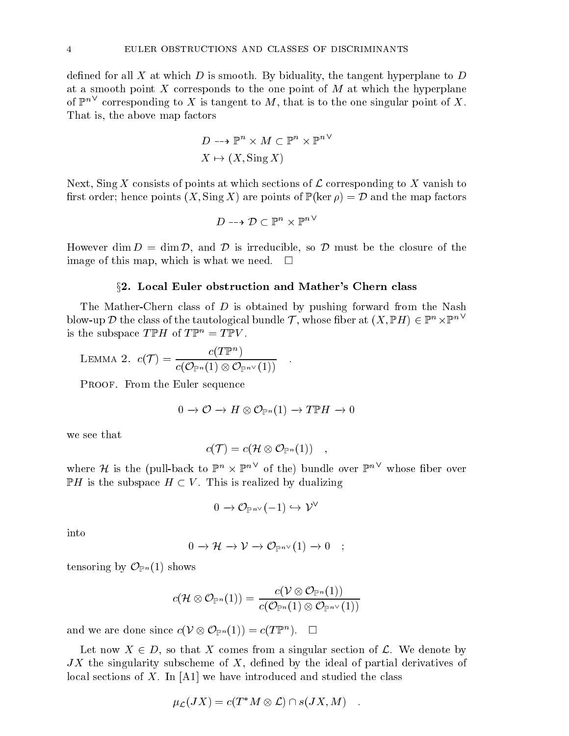defined for all $X$ at which $D$ is smooth. By biduality, the tangent hyperplane to $D$ at a smooth point $X$ corresponds to the one point of $M$ at which the hyperplane of $\mathbb{P}^{n\vee}$ corresponding to $X$ is tangent to $M$, that is to the one singular point of $X$. That is, the above map factors

$$
\begin{aligned}
D &\dashrightarrow \mathbb{P}^n \times M \subset \mathbb{P}^n \times \mathbb{P}^{n\vee} \\
X &\mapsto (X, \operatorname{Sing} X)
\end{aligned}
$$

Next, $\operatorname{Sing} X$ consists of points at which sections of $\mathcal{L}$ corresponding to $X$ vanish to first order; hence points $(X, \operatorname{Sing} X)$ are points of $\mathbb{P}(\ker \rho) = \mathcal{D}$ and the map factors

$$
D \dashrightarrow \mathcal{D} \subset \mathbb{P}^n \times \mathbb{P}^{n\vee}
$$

However $\dim D = \dim \mathcal{D}$, and $\mathcal{D}$ is irreducible, so $\mathcal{D}$ must be the closure of the image of this map, which is what we need. $\square$

## §2. Local Euler obstruction and Mather's Chern class

The Mather-Chern class of $D$ is obtained by pushing forward from the Nash blow-up $\mathcal{D}$ the class of the tautological bundle $\mathcal{T}$, whose fiber at $(X, \mathbb{P}H) \in \mathbb{P}^n \times \mathbb{P}^{n\vee}$ is the subspace $T\mathbb{P}H$ of $T\mathbb{P}^n = T\mathbb{P}V$.

Lemma 2. $c(\mathcal{T}) = \dfrac{c(T\mathbb{P}^n)}{c(\mathcal{O}_{\mathbb{P}^n}(1) \otimes \mathcal{O}_{\mathbb{P}^{n\vee}}(1))}$ .

Proof. From the Euler sequence

$$
0 \to \mathcal{O} \to H \otimes \mathcal{O}_{\mathbb{P}^n}(1) \to T\mathbb{P}H \to 0
$$

we see that

$$
c(\mathcal{T}) = c(\mathcal{H} \otimes \mathcal{O}_{\mathbb{P}^n}(1)) \quad ,
$$

where $\mathcal{H}$ is the (pull-back to $\mathbb{P}^n \times \mathbb{P}^{n\vee}$ of the) bundle over $\mathbb{P}^{n\vee}$ whose fiber over $\mathbb{P}H$ is the subspace $H \subset V$. This is realized by dualizing

$$
0 \to \mathcal{O}_{\mathbb{P}^{n\vee}}(-1) \hookrightarrow \mathcal{V}^\vee
$$

into

$$
0 \to \mathcal{H} \to \mathcal{V} \to \mathcal{O}_{\mathbb{P}^{n\vee}}(1) \to 0 \quad ;
$$

tensoring by $\mathcal{O}_{\mathbb{P}^n}(1)$ shows

$$
c(\mathcal{H} \otimes \mathcal{O}_{\mathbb{P}^n}(1)) = \frac{c(\mathcal{V} \otimes \mathcal{O}_{\mathbb{P}^n}(1))}{c(\mathcal{O}_{\mathbb{P}^n}(1) \otimes \mathcal{O}_{\mathbb{P}^{n\vee}}(1))}
$$

and we are done since $c(\mathcal{V} \otimes \mathcal{O}_{\mathbb{P}^n}(1)) = c(T\mathbb{P}^n)$. $\square$

Let now $X \in D$, so that $X$ comes from a singular section of $\mathcal{L}$. We denote by $JX$ the singularity subscheme of $X$, defined by the ideal of partial derivatives of local sections of $X$. In [A1] we have introduced and studied the class

$$
\mu_{\mathcal{L}}(JX) = c(T^*M \otimes \mathcal{L}) \cap s(JX, M) \quad .
$$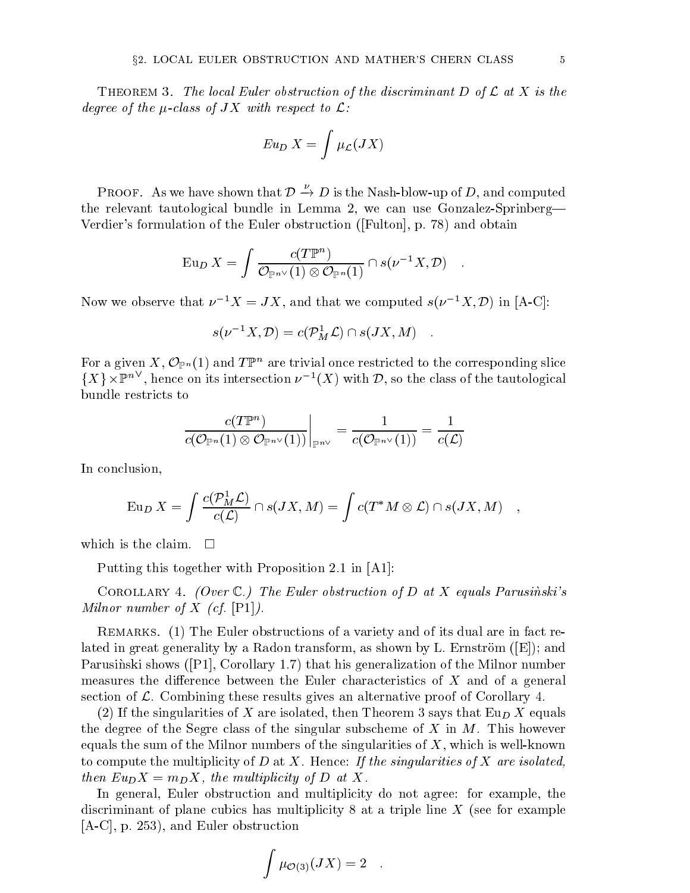Theorem 3. *The local Euler obstruction of the discriminant $D$ of $\mathcal{L}$ at $X$ is the degree of the $\mu$-class of $JX$ with respect to $\mathcal{L}$:*

$$Eu_D\, X = \int \mu_{\mathcal{L}}(JX)$$

Proof. As we have shown that $\mathcal{D} \xrightarrow{\nu} D$ is the Nash-blow-up of $D$, and computed the relevant tautological bundle in Lemma 2, we can use Gonzalez-Sprinberg—Verdier's formulation of the Euler obstruction ([Fulton], p. 78) and obtain

$$\mathrm{Eu}_D\, X = \int \frac{c(T\mathbb{P}^n)}{\mathcal{O}_{\mathbb{P}^{n\vee}}(1) \otimes \mathcal{O}_{\mathbb{P}^n}(1)} \cap s(\nu^{-1}X, \mathcal{D}) \quad .$$

Now we observe that $\nu^{-1}X = JX$, and that we computed $s(\nu^{-1}X, \mathcal{D})$ in [A-C]:

$$s(\nu^{-1}X, \mathcal{D}) = c(\mathcal{P}^1_M \mathcal{L}) \cap s(JX, M) \quad .$$

For a given $X$, $\mathcal{O}_{\mathbb{P}^n}(1)$ and $T\mathbb{P}^n$ are trivial once restricted to the corresponding slice $\{X\} \times \mathbb{P}^{n\vee}$, hence on its intersection $\nu^{-1}(X)$ with $\mathcal{D}$, so the class of the tautological bundle restricts to

$$\left. \frac{c(T\mathbb{P}^n)}{c(\mathcal{O}_{\mathbb{P}^n}(1) \otimes \mathcal{O}_{\mathbb{P}^{n\vee}}(1))} \right|_{\mathbb{P}^{n\vee}} = \frac{1}{c(\mathcal{O}_{\mathbb{P}^{n\vee}}(1))} = \frac{1}{c(\mathcal{L})}$$

In conclusion,

$$\mathrm{Eu}_D\, X = \int \frac{c(\mathcal{P}^1_M \mathcal{L})}{c(\mathcal{L})} \cap s(JX, M) = \int c(T^*M \otimes \mathcal{L}) \cap s(JX, M) \quad ,$$

which is the claim. $\square$

Putting this together with Proposition 2.1 in [A1]:

Corollary 4. *(Over $\mathbb{C}$.) The Euler obstruction of $D$ at $X$ equals Parusiński's Milnor number of $X$ (cf.* [P1]*).*

Remarks. (1) The Euler obstructions of a variety and of its dual are in fact related in great generality by a Radon transform, as shown by L. Ernström ([E]); and Parusiński shows ([P1], Corollary 1.7) that his generalization of the Milnor number measures the difference between the Euler characteristics of $X$ and of a general section of $\mathcal{L}$. Combining these results gives an alternative proof of Corollary 4.

(2) If the singularities of $X$ are isolated, then Theorem 3 says that $\mathrm{Eu}_D\, X$ equals the degree of the Segre class of the singular subscheme of $X$ in $M$. This however equals the sum of the Milnor numbers of the singularities of $X$, which is well-known to compute the multiplicity of $D$ at $X$. Hence: *If the singularities of $X$ are isolated, then $Eu_D X = m_D X$, the multiplicity of $D$ at $X$.*

In general, Euler obstruction and multiplicity do not agree: for example, the discriminant of plane cubics has multiplicity 8 at a triple line $X$ (see for example [A-C], p. 253), and Euler obstruction

$$\int \mu_{\mathcal{O}(3)}(JX) = 2 \quad .$$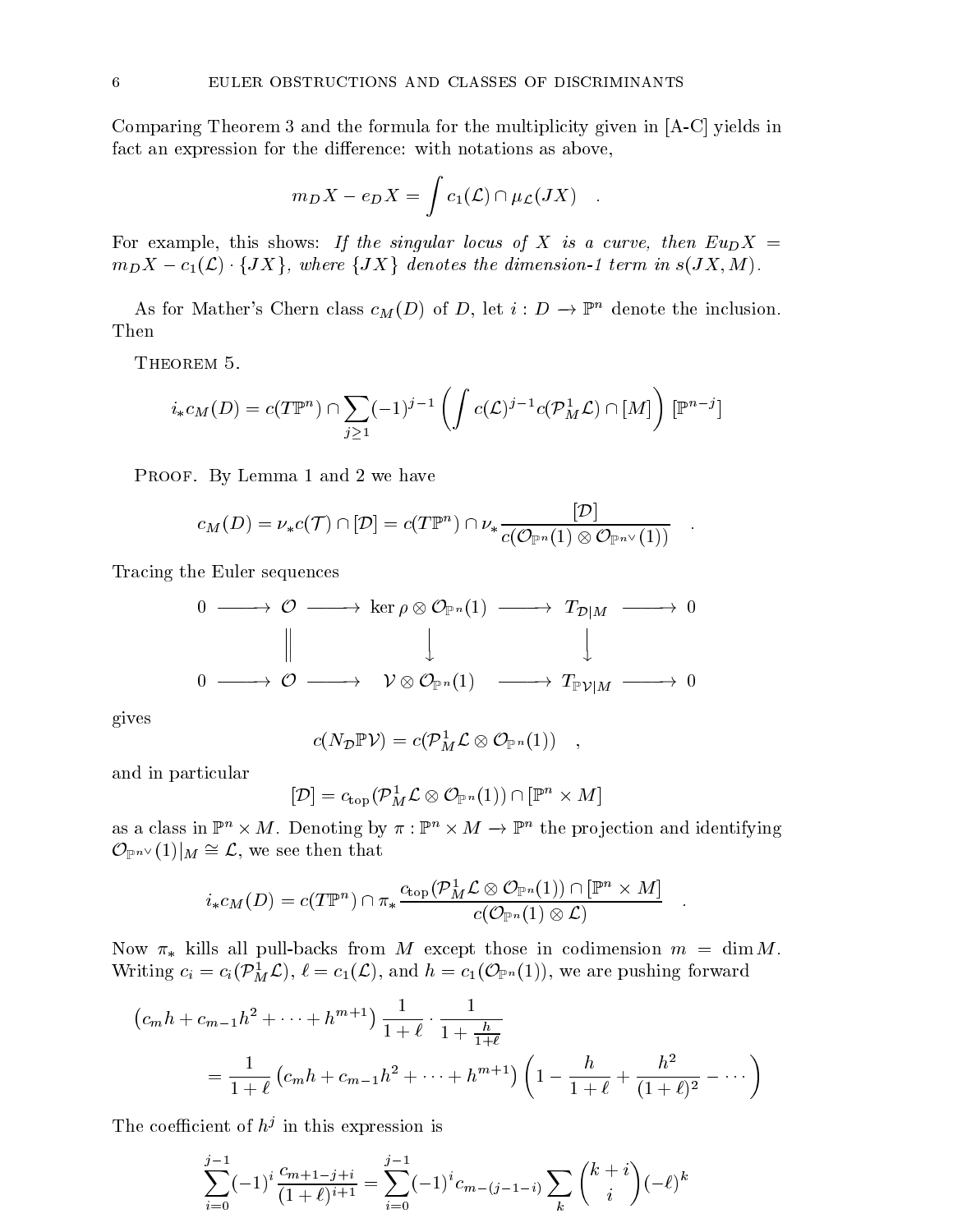Comparing Theorem 3 and the formula for the multiplicity given in [A-C] yields in fact an expression for the difference: with notations as above,

$$m_D X - e_D X = \int c_1(\mathcal{L}) \cap \mu_{\mathcal{L}}(JX) \quad .$$

For example, this shows: *If the singular locus of $X$ is a curve, then $Eu_D X = m_D X - c_1(\mathcal{L}) \cdot \{JX\}$, where $\{JX\}$ denotes the dimension-1 term in $s(JX, M)$.*

As for Mather's Chern class $c_M(D)$ of $D$, let $i : D \to \mathbb{P}^n$ denote the inclusion. Then

Theorem 5.

$$i_* c_M(D) = c(T\mathbb{P}^n) \cap \sum_{j \geq 1} (-1)^{j-1} \left( \int c(\mathcal{L})^{j-1} c(\mathcal{P}^1_M \mathcal{L}) \cap [M] \right) [\mathbb{P}^{n-j}]$$

Proof. By Lemma 1 and 2 we have

$$c_M(D) = \nu_* c(\mathcal{T}) \cap [\mathcal{D}] = c(T\mathbb{P}^n) \cap \nu_* \frac{[\mathcal{D}]}{c(\mathcal{O}_{\mathbb{P}^n}(1) \otimes \mathcal{O}_{\mathbb{P}^{n\vee}}(1))} \quad .$$

Tracing the Euler sequences

$$\begin{array}{ccccccccc}
0 & \longrightarrow & \mathcal{O} & \longrightarrow & \ker \rho \otimes \mathcal{O}_{\mathbb{P}^n}(1) & \longrightarrow & T_{\mathcal{D}|M} & \longrightarrow & 0 \\
 & & \| & & \downarrow & & \downarrow & & \\
0 & \longrightarrow & \mathcal{O} & \longrightarrow & \mathcal{V} \otimes \mathcal{O}_{\mathbb{P}^n}(1) & \longrightarrow & T_{\mathbb{P}\mathcal{V}|M} & \longrightarrow & 0
\end{array}$$

gives

$$c(N_{\mathcal{D}} \mathbb{P}\mathcal{V}) = c(\mathcal{P}^1_M \mathcal{L} \otimes \mathcal{O}_{\mathbb{P}^n}(1)) \quad ,$$

and in particular

$$[\mathcal{D}] = c_{\text{top}}(\mathcal{P}^1_M \mathcal{L} \otimes \mathcal{O}_{\mathbb{P}^n}(1)) \cap [\mathbb{P}^n \times M]$$

as a class in $\mathbb{P}^n \times M$. Denoting by $\pi : \mathbb{P}^n \times M \to \mathbb{P}^n$ the projection and identifying $\mathcal{O}_{\mathbb{P}^{n\vee}}(1)|_M \cong \mathcal{L}$, we see then that

$$i_* c_M(D) = c(T\mathbb{P}^n) \cap \pi_* \frac{c_{\text{top}}(\mathcal{P}^1_M \mathcal{L} \otimes \mathcal{O}_{\mathbb{P}^n}(1)) \cap [\mathbb{P}^n \times M]}{c(\mathcal{O}_{\mathbb{P}^n}(1) \otimes \mathcal{L})} \quad .$$

Now $\pi_*$ kills all pull-backs from $M$ except those in codimension $m = \dim M$. Writing $c_i = c_i(\mathcal{P}^1_M \mathcal{L})$, $\ell = c_1(\mathcal{L})$, and $h = c_1(\mathcal{O}_{\mathbb{P}^n}(1))$, we are pushing forward

$$\begin{aligned}
&\left(c_m h + c_{m-1} h^2 + \cdots + h^{m+1}\right) \frac{1}{1+\ell} \cdot \frac{1}{1 + \frac{h}{1+\ell}} \\
&\qquad = \frac{1}{1+\ell} \left(c_m h + c_{m-1} h^2 + \cdots + h^{m+1}\right) \left(1 - \frac{h}{1+\ell} + \frac{h^2}{(1+\ell)^2} - \cdots\right)
\end{aligned}$$

The coefficient of $h^j$ in this expression is

$$\sum_{i=0}^{j-1} (-1)^i \frac{c_{m+1-j+i}}{(1+\ell)^{i+1}} = \sum_{i=0}^{j-1} (-1)^i c_{m-(j-1-i)} \sum_k \binom{k+i}{i} (-\ell)^k$$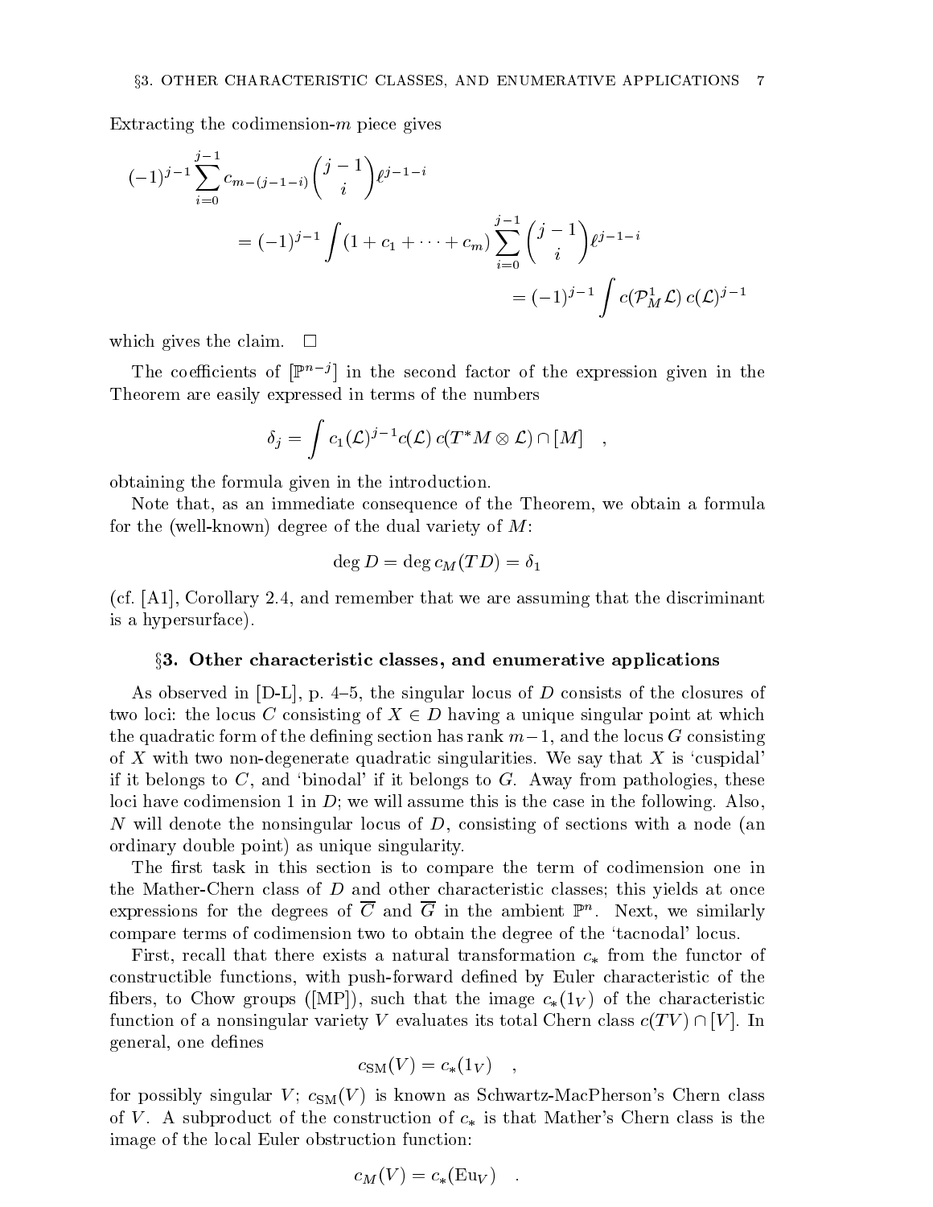Extracting the codimension-$m$ piece gives

$$
\begin{aligned}
(-1)^{j-1} \sum_{i=0}^{j-1} c_{m-(j-1-i)} \binom{j-1}{i} \ell^{j-1-i} \\
&= (-1)^{j-1} \int (1 + c_1 + \cdots + c_m) \sum_{i=0}^{j-1} \binom{j-1}{i} \ell^{j-1-i} \\
&= (-1)^{j-1} \int c(\mathcal{P}^1_M \mathcal{L})\, c(\mathcal{L})^{j-1}
\end{aligned}
$$

which gives the claim. $\square$

The coefficients of $[\mathbb{P}^{n-j}]$ in the second factor of the expression given in the Theorem are easily expressed in terms of the numbers

$$
\delta_j = \int c_1(\mathcal{L})^{j-1} c(\mathcal{L})\, c(T^*M \otimes \mathcal{L}) \cap [M] \quad ,
$$

obtaining the formula given in the introduction.

Note that, as an immediate consequence of the Theorem, we obtain a formula for the (well-known) degree of the dual variety of $M$:

$$
\deg D = \deg c_M(TD) = \delta_1
$$

(cf. [A1], Corollary 2.4, and remember that we are assuming that the discriminant is a hypersurface).

## §3. Other characteristic classes, and enumerative applications

As observed in [D-L], p. 4–5, the singular locus of $D$ consists of the closures of two loci: the locus $C$ consisting of $X \in D$ having a unique singular point at which the quadratic form of the defining section has rank $m-1$, and the locus $G$ consisting of $X$ with two non-degenerate quadratic singularities. We say that $X$ is 'cuspidal' if it belongs to $C$, and 'binodal' if it belongs to $G$. Away from pathologies, these loci have codimension 1 in $D$; we will assume this is the case in the following. Also, $N$ will denote the nonsingular locus of $D$, consisting of sections with a node (an ordinary double point) as unique singularity.

The first task in this section is to compare the term of codimension one in the Mather-Chern class of $D$ and other characteristic classes; this yields at once expressions for the degrees of $\overline{C}$ and $\overline{G}$ in the ambient $\mathbb{P}^n$. Next, we similarly compare terms of codimension two to obtain the degree of the 'tacnodal' locus.

First, recall that there exists a natural transformation $c_*$ from the functor of constructible functions, with push-forward defined by Euler characteristic of the fibers, to Chow groups ([MP]), such that the image $c_*(1_V)$ of the characteristic function of a nonsingular variety $V$ evaluates its total Chern class $c(TV) \cap [V]$. In general, one defines

$$
c_{\mathrm{SM}}(V) = c_*(1_V) \quad ,
$$

for possibly singular $V$; $c_{\mathrm{SM}}(V)$ is known as Schwartz-MacPherson's Chern class of $V$. A subproduct of the construction of $c_*$ is that Mather's Chern class is the image of the local Euler obstruction function:

$$
c_M(V) = c_*(\mathrm{Eu}_V) \quad .
$$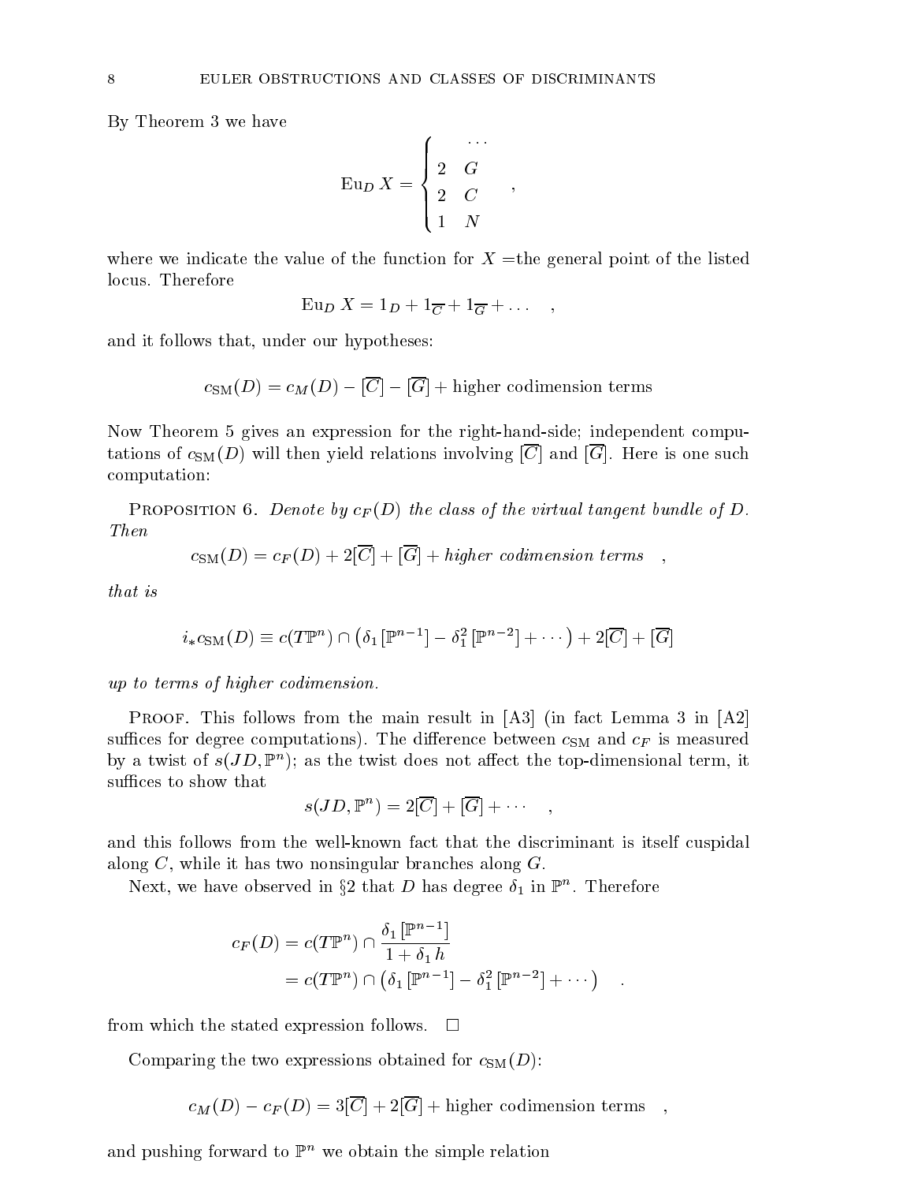By Theorem 3 we have

$$\mathrm{Eu}_D\, X = \begin{cases} & \cdots \\ 2 & G \\ 2 & C \\ 1 & N \end{cases} \quad ,$$

where we indicate the value of the function for $X =$the general point of the listed locus. Therefore

$$\mathrm{Eu}_D\, X = 1_D + 1_{\overline{C}} + 1_{\overline{G}} + \dots \quad ,$$

and it follows that, under our hypotheses:

$$c_{\mathrm{SM}}(D) = c_M(D) - [\overline{C}] - [\overline{G}] + \text{higher codimension terms}$$

Now Theorem 5 gives an expression for the right-hand-side; independent computations of $c_{\mathrm{SM}}(D)$ will then yield relations involving $[\overline{C}]$ and $[\overline{G}]$. Here is one such computation:

Proposition 6. *Denote by $c_F(D)$ the class of the virtual tangent bundle of $D$. Then*

$$c_{\mathrm{SM}}(D) = c_F(D) + 2[\overline{C}] + [\overline{G}] + \textit{higher codimension terms} \quad ,$$

*that is*

$$i_* c_{\mathrm{SM}}(D) \equiv c(T\mathbb{P}^n) \cap \left(\delta_1 [\mathbb{P}^{n-1}] - \delta_1^2 [\mathbb{P}^{n-2}] + \cdots\right) + 2[\overline{C}] + [\overline{G}]$$

*up to terms of higher codimension.*

Proof. This follows from the main result in [A3] (in fact Lemma 3 in [A2] suffices for degree computations). The difference between $c_{\mathrm{SM}}$ and $c_F$ is measured by a twist of $s(JD, \mathbb{P}^n)$; as the twist does not affect the top-dimensional term, it suffices to show that

$$s(JD, \mathbb{P}^n) = 2[\overline{C}] + [\overline{G}] + \cdots \quad ,$$

and this follows from the well-known fact that the discriminant is itself cuspidal along $C$, while it has two nonsingular branches along $G$.

Next, we have observed in §2 that $D$ has degree $\delta_1$ in $\mathbb{P}^n$. Therefore

$$\begin{aligned} c_F(D) &= c(T\mathbb{P}^n) \cap \frac{\delta_1 [\mathbb{P}^{n-1}]}{1 + \delta_1 h} \\ &= c(T\mathbb{P}^n) \cap \left(\delta_1 [\mathbb{P}^{n-1}] - \delta_1^2 [\mathbb{P}^{n-2}] + \cdots\right) \quad . \end{aligned}$$

from which the stated expression follows. $\square$

Comparing the two expressions obtained for $c_{\mathrm{SM}}(D)$:

$$c_M(D) - c_F(D) = 3[\overline{C}] + 2[\overline{G}] + \text{higher codimension terms} \quad ,$$

and pushing forward to $\mathbb{P}^n$ we obtain the simple relation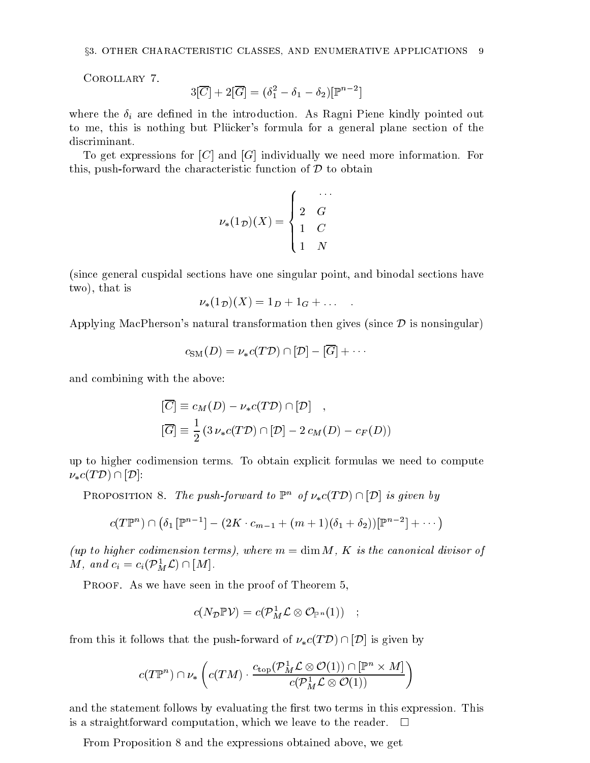Corollary 7.

$$3[\overline{C}] + 2[\overline{G}] = (\delta_1^2 - \delta_1 - \delta_2)[\mathbb{P}^{n-2}]$$

where the $\delta_i$ are defined in the introduction. As Ragni Piene kindly pointed out to me, this is nothing but Plücker's formula for a general plane section of the discriminant.

To get expressions for $[C]$ and $[G]$ individually we need more information. For this, push-forward the characteristic function of $\mathcal{D}$ to obtain

$$\nu_*(1_{\mathcal{D}})(X) = \begin{cases} \quad \cdots \\ 2 \quad G \\ 1 \quad C \\ 1 \quad N \end{cases}$$

(since general cuspidal sections have one singular point, and binodal sections have two), that is

$$\nu_*(1_{\mathcal{D}})(X) = 1_D + 1_G + \dots \quad .$$

Applying MacPherson's natural transformation then gives (since $\mathcal{D}$ is nonsingular)

$$c_{\text{SM}}(D) = \nu_* c(T\mathcal{D}) \cap [\mathcal{D}] - [\overline{G}] + \cdots$$

and combining with the above:

$$[\overline{C}] \equiv c_M(D) - \nu_* c(T\mathcal{D}) \cap [\mathcal{D}] \quad ,$$

$$[\overline{G}] \equiv \frac{1}{2}\left(3\,\nu_* c(T\mathcal{D}) \cap [\mathcal{D}] - 2\,c_M(D) - c_F(D)\right)$$

up to higher codimension terms. To obtain explicit formulas we need to compute $\nu_* c(T\mathcal{D}) \cap [\mathcal{D}]$:

Proposition 8. *The push-forward to $\mathbb{P}^n$ of $\nu_* c(T\mathcal{D}) \cap [\mathcal{D}]$ is given by*

$$c(T\mathbb{P}^n) \cap \left(\delta_1\,[\mathbb{P}^{n-1}] - (2K \cdot c_{m-1} + (m+1)(\delta_1 + \delta_2))[\mathbb{P}^{n-2}] + \cdots\right)$$

*(up to higher codimension terms), where $m = \dim M$, $K$ is the canonical divisor of $M$, and $c_i = c_i(\mathcal{P}^1_M\mathcal{L}) \cap [M]$.*

Proof. As we have seen in the proof of Theorem 5,

$$c(N_{\mathcal{D}}\mathbb{P}\mathcal{V}) = c(\mathcal{P}^1_M\mathcal{L} \otimes \mathcal{O}_{\mathbb{P}^n}(1)) \quad ;$$

from this it follows that the push-forward of $\nu_* c(T\mathcal{D}) \cap [\mathcal{D}]$ is given by

$$c(T\mathbb{P}^n) \cap \nu_*\left(c(TM) \cdot \frac{c_{\text{top}}(\mathcal{P}^1_M\mathcal{L} \otimes \mathcal{O}(1)) \cap [\mathbb{P}^n \times M]}{c(\mathcal{P}^1_M\mathcal{L} \otimes \mathcal{O}(1))}\right)$$

and the statement follows by evaluating the first two terms in this expression. This is a straightforward computation, which we leave to the reader. $\square$

From Proposition 8 and the expressions obtained above, we get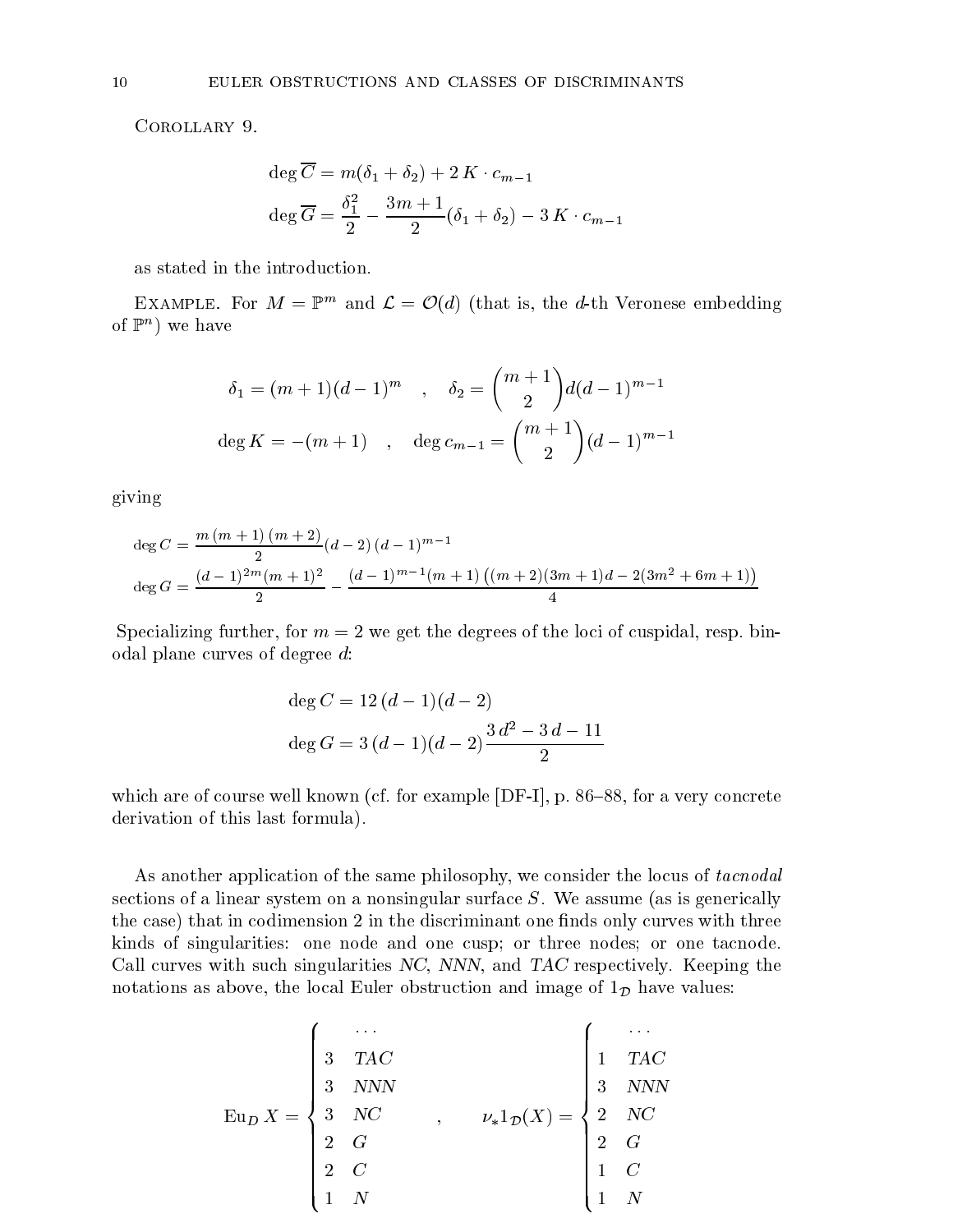Corollary 9.

$$\deg \overline{C} = m(\delta_1 + \delta_2) + 2\, K \cdot c_{m-1}$$

$$\deg \overline{G} = \frac{\delta_1^2}{2} - \frac{3m+1}{2}(\delta_1 + \delta_2) - 3\, K \cdot c_{m-1}$$

as stated in the introduction.

Example. For $M = \mathbb{P}^m$ and $\mathcal{L} = \mathcal{O}(d)$ (that is, the $d$-th Veronese embedding of $\mathbb{P}^n$) we have

$$\delta_1 = (m+1)(d-1)^m \quad , \quad \delta_2 = \binom{m+1}{2} d(d-1)^{m-1}$$

$$\deg K = -(m+1) \quad , \quad \deg c_{m-1} = \binom{m+1}{2}(d-1)^{m-1}$$

giving

$$\deg C = \frac{m\,(m+1)\,(m+2)}{2}(d-2)\,(d-1)^{m-1}$$

$$\deg G = \frac{(d-1)^{2m}(m+1)^2}{2} - \frac{(d-1)^{m-1}(m+1)\left((m+2)(3m+1)d - 2(3m^2+6m+1)\right)}{4}$$

Specializing further, for $m = 2$ we get the degrees of the loci of cuspidal, resp. binodal plane curves of degree $d$:

$$\deg C = 12\,(d-1)(d-2)$$

$$\deg G = 3\,(d-1)(d-2)\frac{3\,d^2 - 3\,d - 11}{2}$$

which are of course well known (cf. for example [DF-I], p. 86–88, for a very concrete derivation of this last formula).

As another application of the same philosophy, we consider the locus of *tacnodal* sections of a linear system on a nonsingular surface $S$. We assume (as is generically the case) that in codimension 2 in the discriminant one finds only curves with three kinds of singularities: one node and one cusp; or three nodes; or one tacnode. Call curves with such singularities *NC*, *NNN*, and *TAC* respectively. Keeping the notations as above, the local Euler obstruction and image of $1_{\mathcal{D}}$ have values:

$$\mathrm{Eu}_{\mathcal{D}}\, X = \begin{cases} & \dots \\ 3 & TAC \\ 3 & NNN \\ 3 & NC \\ 2 & G \\ 2 & C \\ 1 & N \end{cases} \quad , \qquad \nu_* 1_{\mathcal{D}}(X) = \begin{cases} & \dots \\ 1 & TAC \\ 3 & NNN \\ 2 & NC \\ 2 & G \\ 1 & C \\ 1 & N \end{cases}$$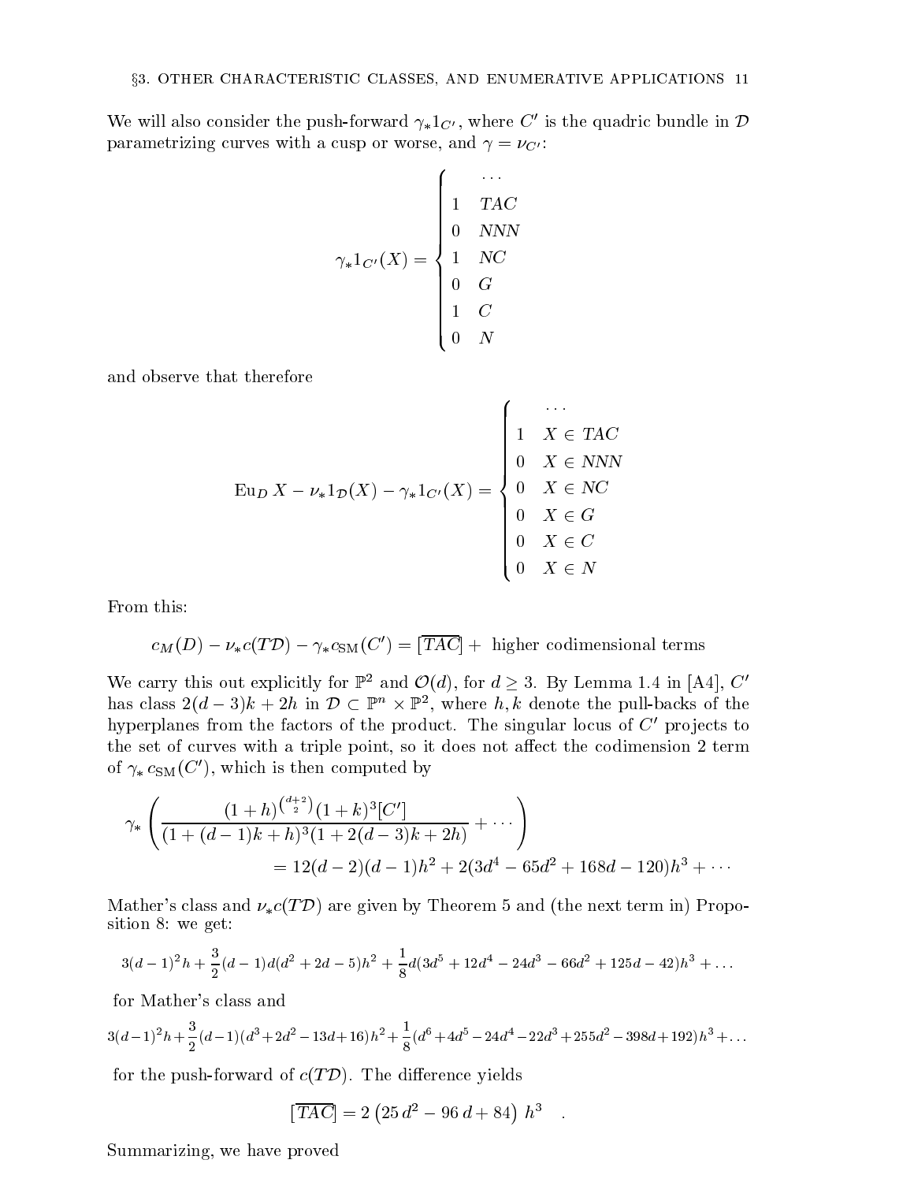We will also consider the push-forward $\gamma_* 1_{C'}$, where $C'$ is the quadric bundle in $\mathcal{D}$ parametrizing curves with a cusp or worse, and $\gamma = \nu_{C'}$:

$$\gamma_* 1_{C'}(X) = \begin{cases} \quad \cdots \\ 1 \quad TAC \\ 0 \quad NNN \\ 1 \quad NC \\ 0 \quad G \\ 1 \quad C \\ 0 \quad N \end{cases}$$

and observe that therefore

$$\operatorname{Eu}_D X - \nu_* 1_{\mathcal{D}}(X) - \gamma_* 1_{C'}(X) = \begin{cases} \quad \cdots \\ 1 \quad X \in TAC \\ 0 \quad X \in NNN \\ 0 \quad X \in NC \\ 0 \quad X \in G \\ 0 \quad X \in C \\ 0 \quad X \in N \end{cases}$$

From this:

$$c_M(D) - \nu_* c(T\mathcal{D}) - \gamma_* c_{\mathrm{SM}}(C') = [\overline{TAC}] + \text{ higher codimensional terms}$$

We carry this out explicitly for $\mathbb{P}^2$ and $\mathcal{O}(d)$, for $d \geq 3$. By Lemma 1.4 in [A4], $C'$ has class $2(d-3)k + 2h$ in $\mathcal{D} \subset \mathbb{P}^n \times \mathbb{P}^2$, where $h, k$ denote the pull-backs of the hyperplanes from the factors of the product. The singular locus of $C'$ projects to the set of curves with a triple point, so it does not affect the codimension 2 term of $\gamma_* c_{\mathrm{SM}}(C')$, which is then computed by

$$\gamma_* \left( \frac{(1+h)^{\binom{d+2}{2}}(1+k)^3[C']}{(1+(d-1)k+h)^3(1+2(d-3)k+2h)} + \cdots \right)$$
$$= 12(d-2)(d-1)h^2 + 2(3d^4 - 65d^2 + 168d - 120)h^3 + \cdots$$

Mather's class and $\nu_* c(T\mathcal{D})$ are given by Theorem 5 and (the next term in) Proposition 8: we get:

$$3(d-1)^2 h + \frac{3}{2}(d-1)d(d^2+2d-5)h^2 + \frac{1}{8}d(3d^5 + 12d^4 - 24d^3 - 66d^2 + 125d - 42)h^3 + \ldots$$

for Mather's class and

$$3(d-1)^2 h + \frac{3}{2}(d-1)(d^3+2d^2-13d+16)h^2 + \frac{1}{8}(d^6+4d^5-24d^4-22d^3+255d^2-398d+192)h^3 + \ldots$$

for the push-forward of $c(T\mathcal{D})$. The difference yields

$$[\overline{TAC}] = 2\left(25\,d^2 - 96\,d + 84\right)\,h^3 \quad .$$

Summarizing, we have proved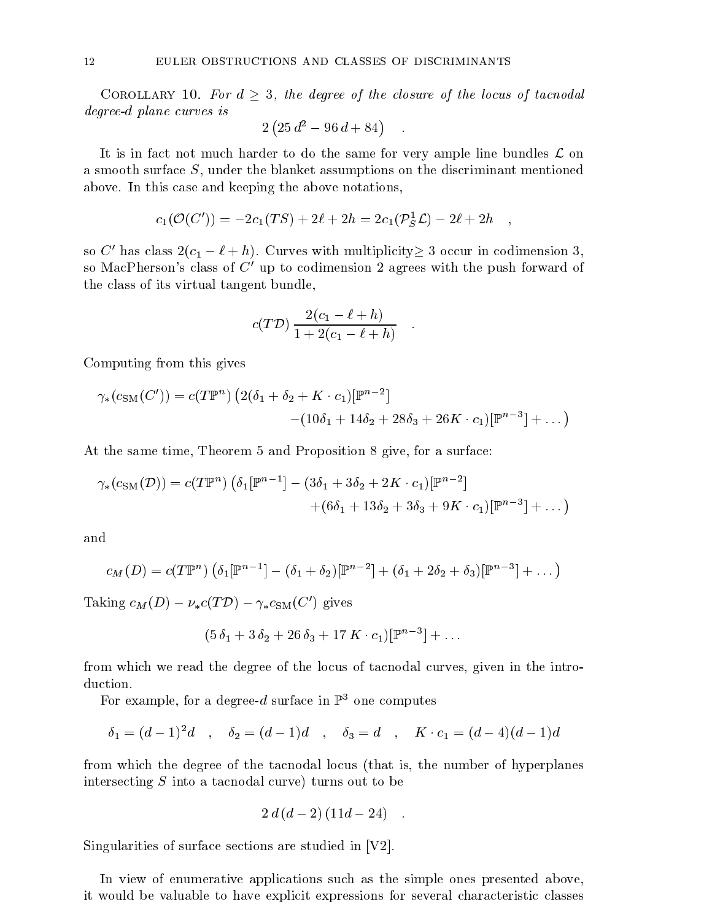Corollary 10. *For $d \geq 3$, the degree of the closure of the locus of tacnodal degree-$d$ plane curves is*

$$2\left(25\,d^2 - 96\,d + 84\right) \quad .$$

It is in fact not much harder to do the same for very ample line bundles $\mathcal{L}$ on a smooth surface $S$, under the blanket assumptions on the discriminant mentioned above. In this case and keeping the above notations,

$$c_1(\mathcal{O}(C')) = -2c_1(TS) + 2\ell + 2h = 2c_1(\mathcal{P}^1_S\mathcal{L}) - 2\ell + 2h \quad ,$$

so $C'$ has class $2(c_1 - \ell + h)$. Curves with multiplicity$\geq 3$ occur in codimension 3, so MacPherson's class of $C'$ up to codimension 2 agrees with the push forward of the class of its virtual tangent bundle,

$$c(T\mathcal{D})\,\frac{2(c_1 - \ell + h)}{1 + 2(c_1 - \ell + h)} \quad .$$

Computing from this gives

$$\gamma_*(c_{\mathrm{SM}}(C')) = c(T\mathbb{P}^n)\left(2(\delta_1 + \delta_2 + K\cdot c_1)[\mathbb{P}^{n-2}] \right.$$
$$\left. -(10\delta_1 + 14\delta_2 + 28\delta_3 + 26K\cdot c_1)[\mathbb{P}^{n-3}] + \dots\right)$$

At the same time, Theorem 5 and Proposition 8 give, for a surface:

$$\gamma_*(c_{\mathrm{SM}}(\mathcal{D})) = c(T\mathbb{P}^n)\left(\delta_1[\mathbb{P}^{n-1}] - (3\delta_1 + 3\delta_2 + 2K\cdot c_1)[\mathbb{P}^{n-2}] \right.$$
$$\left. +(6\delta_1 + 13\delta_2 + 3\delta_3 + 9K\cdot c_1)[\mathbb{P}^{n-3}] + \dots\right)$$

and

$$c_M(D) = c(T\mathbb{P}^n)\left(\delta_1[\mathbb{P}^{n-1}] - (\delta_1 + \delta_2)[\mathbb{P}^{n-2}] + (\delta_1 + 2\delta_2 + \delta_3)[\mathbb{P}^{n-3}] + \dots\right)$$

Taking $c_M(D) - \nu_* c(T\mathcal{D}) - \gamma_* c_{\mathrm{SM}}(C')$ gives

$$(5\,\delta_1 + 3\,\delta_2 + 26\,\delta_3 + 17\,K\cdot c_1)[\mathbb{P}^{n-3}] + \dots$$

from which we read the degree of the locus of tacnodal curves, given in the introduction.

For example, for a degree-$d$ surface in $\mathbb{P}^3$ one computes

$$\delta_1 = (d-1)^2 d \quad , \quad \delta_2 = (d-1)d \quad , \quad \delta_3 = d \quad , \quad K\cdot c_1 = (d-4)(d-1)d$$

from which the degree of the tacnodal locus (that is, the number of hyperplanes intersecting $S$ into a tacnodal curve) turns out to be

$$2\,d\,(d-2)\,(11d - 24) \quad .$$

Singularities of surface sections are studied in [V2].

In view of enumerative applications such as the simple ones presented above, it would be valuable to have explicit expressions for several characteristic classes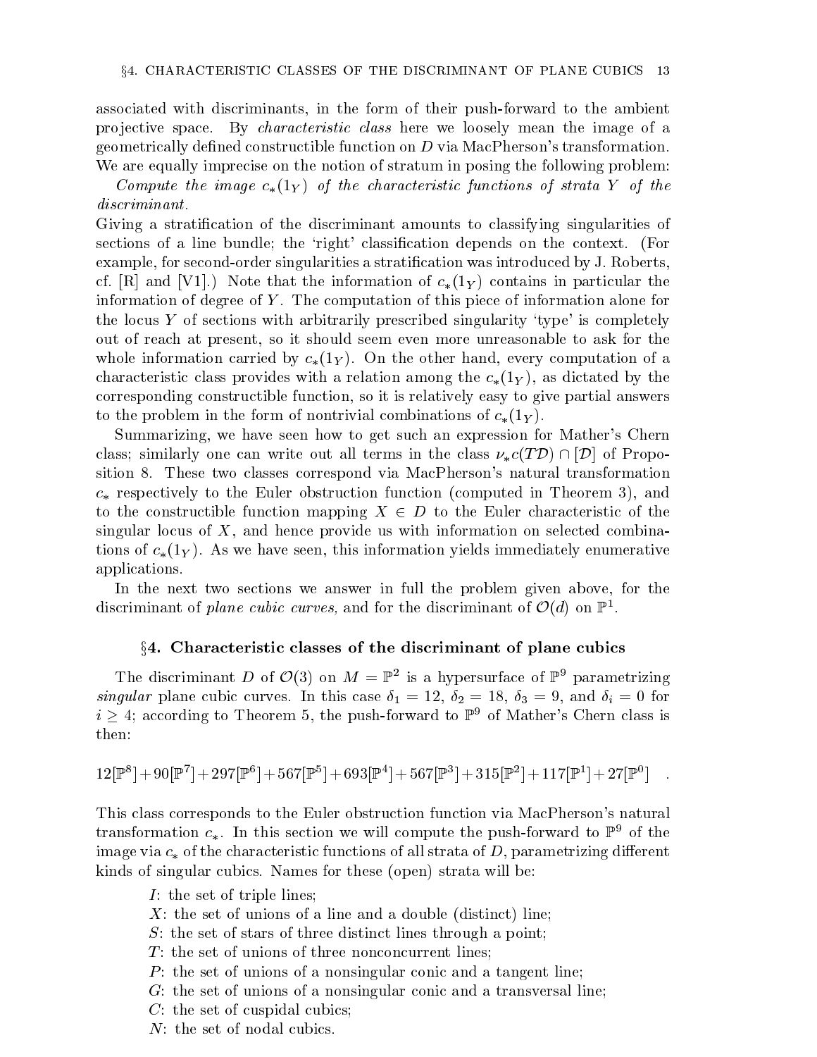associated with discriminants, in the form of their push-forward to the ambient projective space. By *characteristic class* here we loosely mean the image of a geometrically defined constructible function on $D$ via MacPherson's transformation. We are equally imprecise on the notion of stratum in posing the following problem:

*Compute the image $c_*(1_Y)$ of the characteristic functions of strata $Y$ of the discriminant.*

Giving a stratification of the discriminant amounts to classifying singularities of sections of a line bundle; the 'right' classification depends on the context. (For example, for second-order singularities a stratification was introduced by J. Roberts, cf. [R] and [V1].) Note that the information of $c_*(1_Y)$ contains in particular the information of degree of $Y$. The computation of this piece of information alone for the locus $Y$ of sections with arbitrarily prescribed singularity 'type' is completely out of reach at present, so it should seem even more unreasonable to ask for the whole information carried by $c_*(1_Y)$. On the other hand, every computation of a characteristic class provides with a relation among the $c_*(1_Y)$, as dictated by the corresponding constructible function, so it is relatively easy to give partial answers to the problem in the form of nontrivial combinations of $c_*(1_Y)$.

Summarizing, we have seen how to get such an expression for Mather's Chern class; similarly one can write out all terms in the class $\nu_* c(T\mathcal{D}) \cap [\mathcal{D}]$ of Proposition 8. These two classes correspond via MacPherson's natural transformation $c_*$ respectively to the Euler obstruction function (computed in Theorem 3), and to the constructible function mapping $X \in D$ to the Euler characteristic of the singular locus of $X$, and hence provide us with information on selected combinations of $c_*(1_Y)$. As we have seen, this information yields immediately enumerative applications.

In the next two sections we answer in full the problem given above, for the discriminant of *plane cubic curves,* and for the discriminant of $\mathcal{O}(d)$ on $\mathbb{P}^1$.

## §4. Characteristic classes of the discriminant of plane cubics

The discriminant $D$ of $\mathcal{O}(3)$ on $M = \mathbb{P}^2$ is a hypersurface of $\mathbb{P}^9$ parametrizing *singular* plane cubic curves. In this case $\delta_1 = 12$, $\delta_2 = 18$, $\delta_3 = 9$, and $\delta_i = 0$ for $i \geq 4$; according to Theorem 5, the push-forward to $\mathbb{P}^9$ of Mather's Chern class is then:

$$12[\mathbb{P}^8]+90[\mathbb{P}^7]+297[\mathbb{P}^6]+567[\mathbb{P}^5]+693[\mathbb{P}^4]+567[\mathbb{P}^3]+315[\mathbb{P}^2]+117[\mathbb{P}^1]+27[\mathbb{P}^0] \quad .$$

This class corresponds to the Euler obstruction function via MacPherson's natural transformation $c_*$. In this section we will compute the push-forward to $\mathbb{P}^9$ of the image via $c_*$ of the characteristic functions of all strata of $D$, parametrizing different kinds of singular cubics. Names for these (open) strata will be:

- $I$: the set of triple lines;
- $X$: the set of unions of a line and a double (distinct) line;
- $S$: the set of stars of three distinct lines through a point;
- $T$: the set of unions of three nonconcurrent lines;
- $P$: the set of unions of a nonsingular conic and a tangent line;
- $G$: the set of unions of a nonsingular conic and a transversal line;
- $C$: the set of cuspidal cubics;
- $N$: the set of nodal cubics.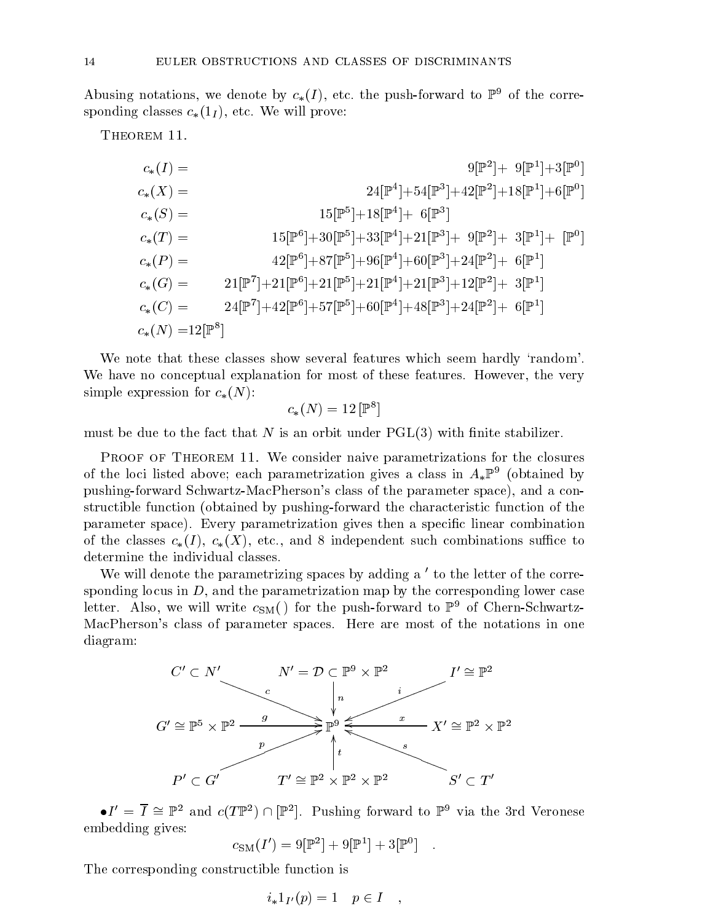Abusing notations, we denote by $c_*(I)$, etc. the push-forward to $\mathbb{P}^9$ of the corresponding classes $c_*(1_I)$, etc. We will prove:

Theorem 11.

$$
\begin{aligned}
c_*(I) &= 9[\mathbb{P}^2]+9[\mathbb{P}^1]+3[\mathbb{P}^0] \\
c_*(X) &= 24[\mathbb{P}^4]+54[\mathbb{P}^3]+42[\mathbb{P}^2]+18[\mathbb{P}^1]+6[\mathbb{P}^0] \\
c_*(S) &= 15[\mathbb{P}^5]+18[\mathbb{P}^4]+6[\mathbb{P}^3] \\
c_*(T) &= 15[\mathbb{P}^6]+30[\mathbb{P}^5]+33[\mathbb{P}^4]+21[\mathbb{P}^3]+9[\mathbb{P}^2]+3[\mathbb{P}^1]+[\mathbb{P}^0] \\
c_*(P) &= 42[\mathbb{P}^6]+87[\mathbb{P}^5]+96[\mathbb{P}^4]+60[\mathbb{P}^3]+24[\mathbb{P}^2]+6[\mathbb{P}^1] \\
c_*(G) &= 21[\mathbb{P}^7]+21[\mathbb{P}^6]+21[\mathbb{P}^5]+21[\mathbb{P}^4]+21[\mathbb{P}^3]+12[\mathbb{P}^2]+3[\mathbb{P}^1] \\
c_*(C) &= 24[\mathbb{P}^7]+42[\mathbb{P}^6]+57[\mathbb{P}^5]+60[\mathbb{P}^4]+48[\mathbb{P}^3]+24[\mathbb{P}^2]+6[\mathbb{P}^1] \\
c_*(N) &= 12[\mathbb{P}^8]
\end{aligned}
$$

We note that these classes show several features which seem hardly 'random'. We have no conceptual explanation for most of these features. However, the very simple expression for $c_*(N)$:

$$c_*(N) = 12\,[\mathbb{P}^8]$$

must be due to the fact that $N$ is an orbit under PGL(3) with finite stabilizer.

Proof of Theorem 11. We consider naive parametrizations for the closures of the loci listed above; each parametrization gives a class in $A_*\mathbb{P}^9$ (obtained by pushing-forward Schwartz-MacPherson's class of the parameter space), and a constructible function (obtained by pushing-forward the characteristic function of the parameter space). Every parametrization gives then a specific linear combination of the classes $c_*(I)$, $c_*(X)$, etc., and 8 independent such combinations suffice to determine the individual classes.

We will denote the parametrizing spaces by adding a $'$ to the letter of the corresponding locus in $D$, and the parametrization map by the corresponding lower case letter. Also, we will write $c_{\rm SM}(\,)$ for the push-forward to $\mathbb{P}^9$ of Chern-Schwartz-MacPherson's class of parameter spaces. Here are most of the notations in one diagram:

$$
\begin{array}{ccccc}
C'\subset N' & & N'=\mathcal{D}\subset\mathbb{P}^9\times\mathbb{P}^2 & & I'\cong\mathbb{P}^2 \\
& \searrow^{c} & \downarrow^{n} & \swarrow^{i} & \\
G'\cong\mathbb{P}^5\times\mathbb{P}^2 & \xrightarrow{g} & \mathbb{P}^9 & \xleftarrow{x} & X'\cong\mathbb{P}^2\times\mathbb{P}^2 \\
& \nearrow_{p} & \uparrow^{t} & \nwarrow_{s} & \\
P'\subset G' & & T'\cong\mathbb{P}^2\times\mathbb{P}^2\times\mathbb{P}^2 & & S'\subset T'
\end{array}
$$

• $I'=\overline{I}\cong\mathbb{P}^2$ and $c(T\mathbb{P}^2)\cap[\mathbb{P}^2]$. Pushing forward to $\mathbb{P}^9$ via the 3rd Veronese embedding gives:

$$c_{\rm SM}(I') = 9[\mathbb{P}^2]+9[\mathbb{P}^1]+3[\mathbb{P}^0] \quad .$$

The corresponding constructible function is

$$i_*1_{I'}(p) = 1 \quad p\in I \quad ,$$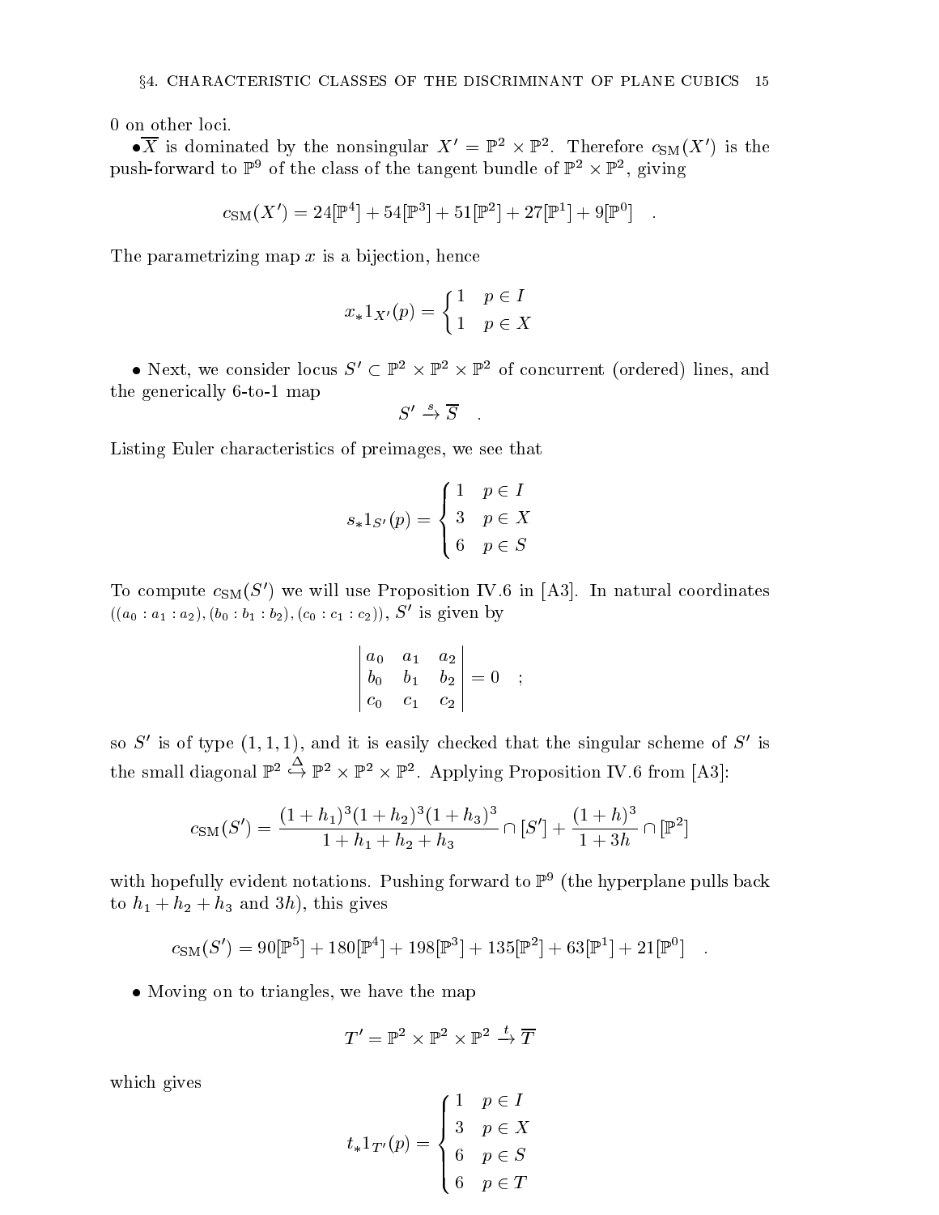0 on other loci.

• $\overline{X}$ is dominated by the nonsingular $X' = \mathbb{P}^2 \times \mathbb{P}^2$. Therefore $c_{\rm SM}(X')$ is the push-forward to $\mathbb{P}^9$ of the class of the tangent bundle of $\mathbb{P}^2 \times \mathbb{P}^2$, giving

$$c_{\rm SM}(X') = 24[\mathbb{P}^4] + 54[\mathbb{P}^3] + 51[\mathbb{P}^2] + 27[\mathbb{P}^1] + 9[\mathbb{P}^0] \quad .$$

The parametrizing map $x$ is a bijection, hence

$$x_* 1_{X'}(p) = \begin{cases} 1 & p \in I \\ 1 & p \in X \end{cases}$$

• Next, we consider locus $S' \subset \mathbb{P}^2 \times \mathbb{P}^2 \times \mathbb{P}^2$ of concurrent (ordered) lines, and the generically 6-to-1 map

$$S' \xrightarrow{s} \overline{S} \quad .$$

Listing Euler characteristics of preimages, we see that

$$s_* 1_{S'}(p) = \begin{cases} 1 & p \in I \\ 3 & p \in X \\ 6 & p \in S \end{cases}$$

To compute $c_{\rm SM}(S')$ we will use Proposition IV.6 in [A3]. In natural coordinates $((a_0 : a_1 : a_2), (b_0 : b_1 : b_2), (c_0 : c_1 : c_2))$, $S'$ is given by

$$\begin{vmatrix} a_0 & a_1 & a_2 \\ b_0 & b_1 & b_2 \\ c_0 & c_1 & c_2 \end{vmatrix} = 0 \quad ;$$

so $S'$ is of type $(1,1,1)$, and it is easily checked that the singular scheme of $S'$ is the small diagonal $\mathbb{P}^2 \overset{\Delta}{\hookrightarrow} \mathbb{P}^2 \times \mathbb{P}^2 \times \mathbb{P}^2$. Applying Proposition IV.6 from [A3]:

$$c_{\rm SM}(S') = \frac{(1+h_1)^3(1+h_2)^3(1+h_3)^3}{1+h_1+h_2+h_3} \cap [S'] + \frac{(1+h)^3}{1+3h} \cap [\mathbb{P}^2]$$

with hopefully evident notations. Pushing forward to $\mathbb{P}^9$ (the hyperplane pulls back to $h_1 + h_2 + h_3$ and $3h$), this gives

$$c_{\rm SM}(S') = 90[\mathbb{P}^5] + 180[\mathbb{P}^4] + 198[\mathbb{P}^3] + 135[\mathbb{P}^2] + 63[\mathbb{P}^1] + 21[\mathbb{P}^0] \quad .$$

• Moving on to triangles, we have the map

$$T' = \mathbb{P}^2 \times \mathbb{P}^2 \times \mathbb{P}^2 \xrightarrow{t} \overline{T}$$

which gives

$$t_* 1_{T'}(p) = \begin{cases} 1 & p \in I \\ 3 & p \in X \\ 6 & p \in S \\ 6 & p \in T \end{cases}$$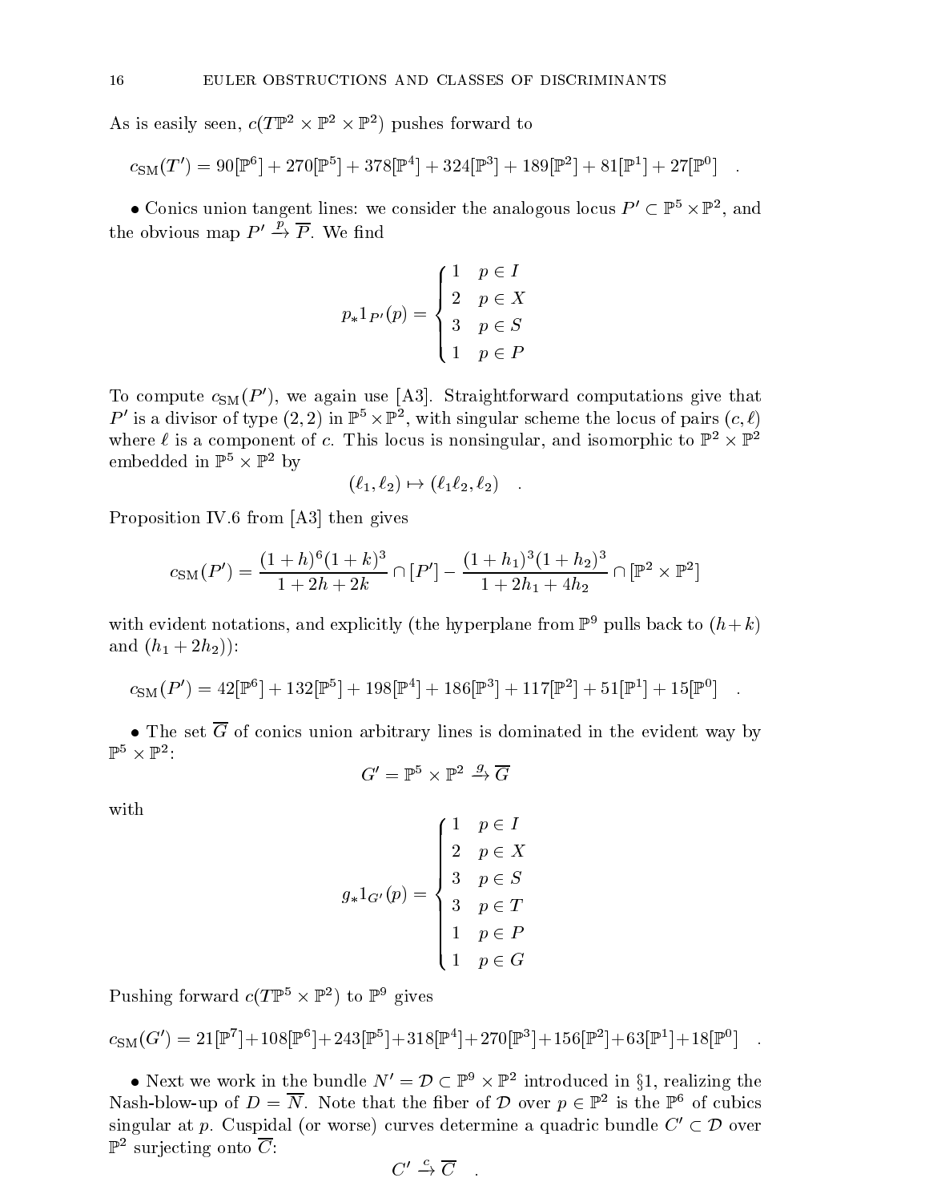As is easily seen, $c(T\mathbb{P}^2 \times \mathbb{P}^2 \times \mathbb{P}^2)$ pushes forward to

$$c_{\rm SM}(T') = 90[\mathbb{P}^6] + 270[\mathbb{P}^5] + 378[\mathbb{P}^4] + 324[\mathbb{P}^3] + 189[\mathbb{P}^2] + 81[\mathbb{P}^1] + 27[\mathbb{P}^0] \quad .$$

• Conics union tangent lines: we consider the analogous locus $P' \subset \mathbb{P}^5 \times \mathbb{P}^2$, and the obvious map $P' \xrightarrow{p} \overline{P}$. We find

$$p_* 1_{P'}(p) = \begin{cases} 1 & p \in I \\ 2 & p \in X \\ 3 & p \in S \\ 1 & p \in P \end{cases}$$

To compute $c_{\rm SM}(P')$, we again use [A3]. Straightforward computations give that $P'$ is a divisor of type $(2,2)$ in $\mathbb{P}^5 \times \mathbb{P}^2$, with singular scheme the locus of pairs $(c, \ell)$ where $\ell$ is a component of $c$. This locus is nonsingular, and isomorphic to $\mathbb{P}^2 \times \mathbb{P}^2$ embedded in $\mathbb{P}^5 \times \mathbb{P}^2$ by

$$(\ell_1, \ell_2) \mapsto (\ell_1 \ell_2, \ell_2) \quad .$$

Proposition IV.6 from [A3] then gives

$$c_{\rm SM}(P') = \frac{(1+h)^6(1+k)^3}{1+2h+2k} \cap [P'] - \frac{(1+h_1)^3(1+h_2)^3}{1+2h_1+4h_2} \cap [\mathbb{P}^2 \times \mathbb{P}^2]$$

with evident notations, and explicitly (the hyperplane from $\mathbb{P}^9$ pulls back to $(h+k)$ and $(h_1 + 2h_2)$):

$$c_{\rm SM}(P') = 42[\mathbb{P}^6] + 132[\mathbb{P}^5] + 198[\mathbb{P}^4] + 186[\mathbb{P}^3] + 117[\mathbb{P}^2] + 51[\mathbb{P}^1] + 15[\mathbb{P}^0] \quad .$$

• The set $\overline{G}$ of conics union arbitrary lines is dominated in the evident way by $\mathbb{P}^5 \times \mathbb{P}^2$:

$$G' = \mathbb{P}^5 \times \mathbb{P}^2 \xrightarrow{g} \overline{G}$$

with

$$g_* 1_{G'}(p) = \begin{cases} 1 & p \in I \\ 2 & p \in X \\ 3 & p \in S \\ 3 & p \in T \\ 1 & p \in P \\ 1 & p \in G \end{cases}$$

Pushing forward $c(T\mathbb{P}^5 \times \mathbb{P}^2)$ to $\mathbb{P}^9$ gives

$$c_{\rm SM}(G') = 21[\mathbb{P}^7] + 108[\mathbb{P}^6] + 243[\mathbb{P}^5] + 318[\mathbb{P}^4] + 270[\mathbb{P}^3] + 156[\mathbb{P}^2] + 63[\mathbb{P}^1] + 18[\mathbb{P}^0] \quad .$$

• Next we work in the bundle $N' = \mathcal{D} \subset \mathbb{P}^9 \times \mathbb{P}^2$ introduced in §1, realizing the Nash-blow-up of $D = \overline{N}$. Note that the fiber of $\mathcal{D}$ over $p \in \mathbb{P}^2$ is the $\mathbb{P}^6$ of cubics singular at $p$. Cuspidal (or worse) curves determine a quadric bundle $C' \subset \mathcal{D}$ over $\mathbb{P}^2$ surjecting onto $\overline{C}$:

$$C' \xrightarrow{c} \overline{C} \quad .$$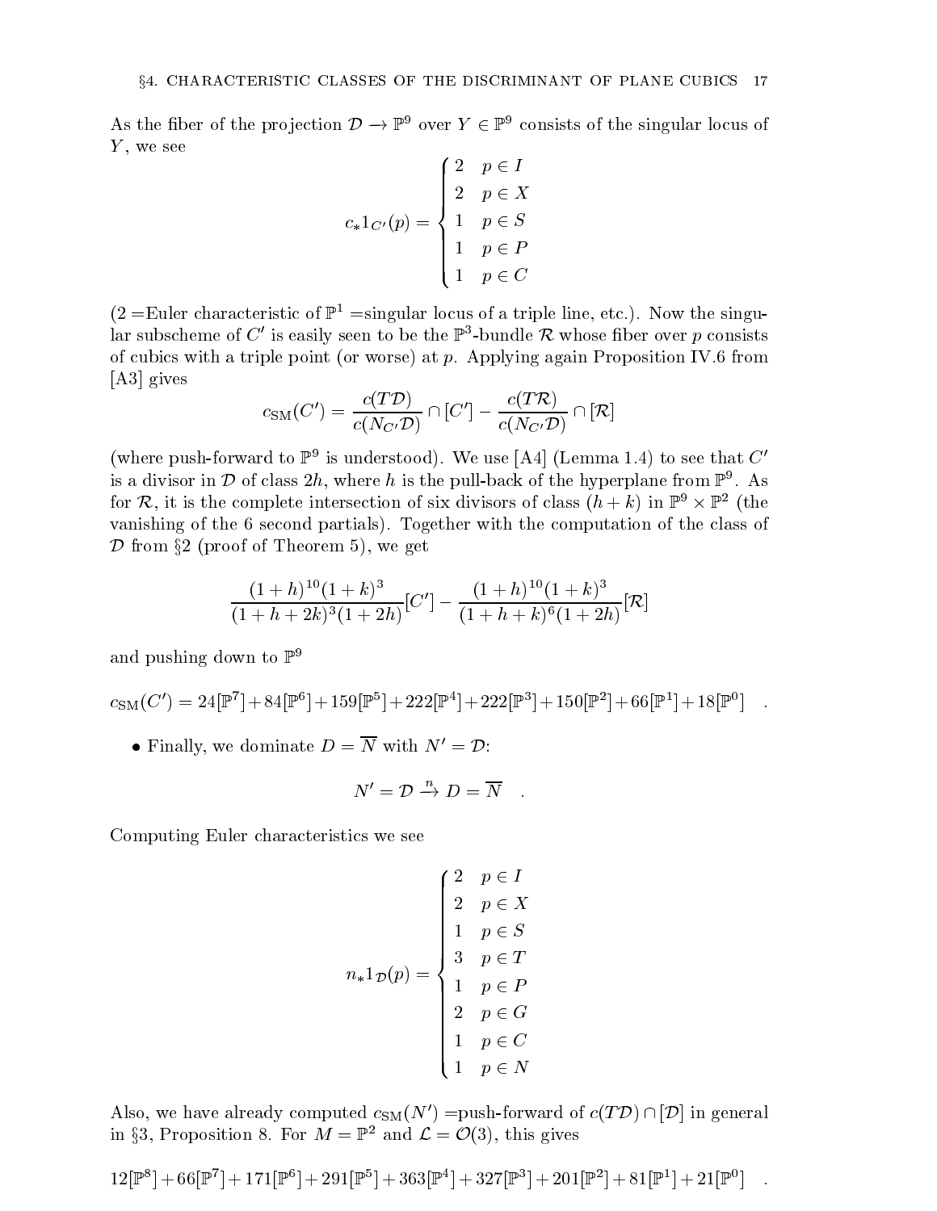As the fiber of the projection $\mathcal{D} \to \mathbb{P}^9$ over $Y \in \mathbb{P}^9$ consists of the singular locus of $Y$, we see

$$c_* 1_{C'}(p) = \begin{cases} 2 & p \in I \\ 2 & p \in X \\ 1 & p \in S \\ 1 & p \in P \\ 1 & p \in C \end{cases}$$

(2 =Euler characteristic of $\mathbb{P}^1$ =singular locus of a triple line, etc.). Now the singular subscheme of $C'$ is easily seen to be the $\mathbb{P}^3$-bundle $\mathcal{R}$ whose fiber over $p$ consists of cubics with a triple point (or worse) at $p$. Applying again Proposition IV.6 from [A3] gives

$$c_{\rm SM}(C') = \frac{c(T\mathcal{D})}{c(N_{C'}\mathcal{D})} \cap [C'] - \frac{c(T\mathcal{R})}{c(N_{C'}\mathcal{D})} \cap [\mathcal{R}]$$

(where push-forward to $\mathbb{P}^9$ is understood). We use [A4] (Lemma 1.4) to see that $C'$ is a divisor in $\mathcal{D}$ of class $2h$, where $h$ is the pull-back of the hyperplane from $\mathbb{P}^9$. As for $\mathcal{R}$, it is the complete intersection of six divisors of class $(h+k)$ in $\mathbb{P}^9 \times \mathbb{P}^2$ (the vanishing of the 6 second partials). Together with the computation of the class of $\mathcal{D}$ from §2 (proof of Theorem 5), we get

$$\frac{(1+h)^{10}(1+k)^3}{(1+h+2k)^3(1+2h)}[C'] - \frac{(1+h)^{10}(1+k)^3}{(1+h+k)^6(1+2h)}[\mathcal{R}]$$

and pushing down to $\mathbb{P}^9$

$$c_{\rm SM}(C') = 24[\mathbb{P}^7]+84[\mathbb{P}^6]+159[\mathbb{P}^5]+222[\mathbb{P}^4]+222[\mathbb{P}^3]+150[\mathbb{P}^2]+66[\mathbb{P}^1]+18[\mathbb{P}^0] \quad .$$

- Finally, we dominate $D = \overline{N}$ with $N' = \mathcal{D}$:

$$N' = \mathcal{D} \xrightarrow{n} D = \overline{N} \quad .$$

Computing Euler characteristics we see

$$n_* 1_{\mathcal{D}}(p) = \begin{cases} 2 & p \in I \\ 2 & p \in X \\ 1 & p \in S \\ 3 & p \in T \\ 1 & p \in P \\ 2 & p \in G \\ 1 & p \in C \\ 1 & p \in N \end{cases}$$

Also, we have already computed $c_{\rm SM}(N')$ =push-forward of $c(T\mathcal{D}) \cap [\mathcal{D}]$ in general in §3, Proposition 8. For $M = \mathbb{P}^2$ and $\mathcal{L} = \mathcal{O}(3)$, this gives

$$12[\mathbb{P}^8]+66[\mathbb{P}^7]+171[\mathbb{P}^6]+291[\mathbb{P}^5]+363[\mathbb{P}^4]+327[\mathbb{P}^3]+201[\mathbb{P}^2]+81[\mathbb{P}^1]+21[\mathbb{P}^0] \quad .$$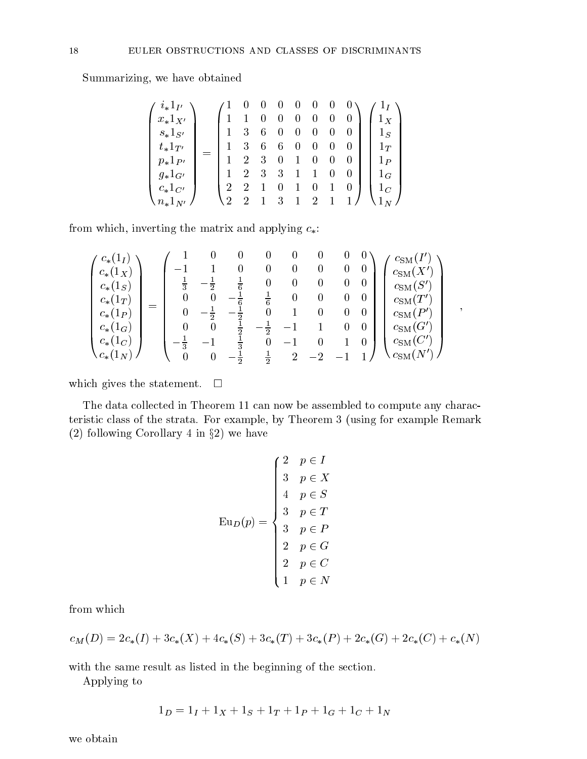Summarizing, we have obtained

$$
\begin{pmatrix} i_* 1_{I'} \\ x_* 1_{X'} \\ s_* 1_{S'} \\ t_* 1_{T'} \\ p_* 1_{P'} \\ g_* 1_{G'} \\ c_* 1_{C'} \\ n_* 1_{N'} \end{pmatrix} = \begin{pmatrix} 1 & 0 & 0 & 0 & 0 & 0 & 0 & 0 \\ 1 & 1 & 0 & 0 & 0 & 0 & 0 & 0 \\ 1 & 3 & 6 & 0 & 0 & 0 & 0 & 0 \\ 1 & 3 & 6 & 6 & 0 & 0 & 0 & 0 \\ 1 & 2 & 3 & 0 & 1 & 0 & 0 & 0 \\ 1 & 2 & 3 & 3 & 1 & 1 & 0 & 0 \\ 2 & 2 & 1 & 0 & 1 & 0 & 1 & 0 \\ 2 & 2 & 1 & 3 & 1 & 2 & 1 & 1 \end{pmatrix} \begin{pmatrix} 1_I \\ 1_X \\ 1_S \\ 1_T \\ 1_P \\ 1_G \\ 1_C \\ 1_N \end{pmatrix}
$$

from which, inverting the matrix and applying $c_*$:

$$
\begin{pmatrix} c_*(1_I) \\ c_*(1_X) \\ c_*(1_S) \\ c_*(1_T) \\ c_*(1_P) \\ c_*(1_G) \\ c_*(1_C) \\ c_*(1_N) \end{pmatrix} = \begin{pmatrix} 1 & 0 & 0 & 0 & 0 & 0 & 0 & 0 \\ -1 & 1 & 0 & 0 & 0 & 0 & 0 & 0 \\ \frac{1}{3} & -\frac{1}{2} & \frac{1}{6} & 0 & 0 & 0 & 0 & 0 \\ 0 & 0 & -\frac{1}{6} & \frac{1}{6} & 0 & 0 & 0 & 0 \\ 0 & -\frac{1}{2} & -\frac{1}{2} & 0 & 1 & 0 & 0 & 0 \\ 0 & 0 & \frac{1}{2} & -\frac{1}{2} & -1 & 1 & 0 & 0 \\ -\frac{1}{3} & -1 & \frac{1}{3} & 0 & -1 & 0 & 1 & 0 \\ 0 & 0 & -\frac{1}{2} & \frac{1}{2} & 2 & -2 & -1 & 1 \end{pmatrix} \begin{pmatrix} c_{\mathrm{SM}}(I') \\ c_{\mathrm{SM}}(X') \\ c_{\mathrm{SM}}(S') \\ c_{\mathrm{SM}}(T') \\ c_{\mathrm{SM}}(P') \\ c_{\mathrm{SM}}(G') \\ c_{\mathrm{SM}}(C') \\ c_{\mathrm{SM}}(N') \end{pmatrix} ,
$$

which gives the statement. □

The data collected in Theorem 11 can now be assembled to compute any characteristic class of the strata. For example, by Theorem 3 (using for example Remark (2) following Corollary 4 in §2) we have

$$
\mathrm{Eu}_D(p) = \begin{cases} 2 & p \in I \\ 3 & p \in X \\ 4 & p \in S \\ 3 & p \in T \\ 3 & p \in P \\ 2 & p \in G \\ 2 & p \in C \\ 1 & p \in N \end{cases}
$$

from which

$$
c_M(D) = 2c_*(I) + 3c_*(X) + 4c_*(S) + 3c_*(T) + 3c_*(P) + 2c_*(G) + 2c_*(C) + c_*(N)
$$

with the same result as listed in the beginning of the section.

Applying to

$$
1_D = 1_I + 1_X + 1_S + 1_T + 1_P + 1_G + 1_C + 1_N
$$

we obtain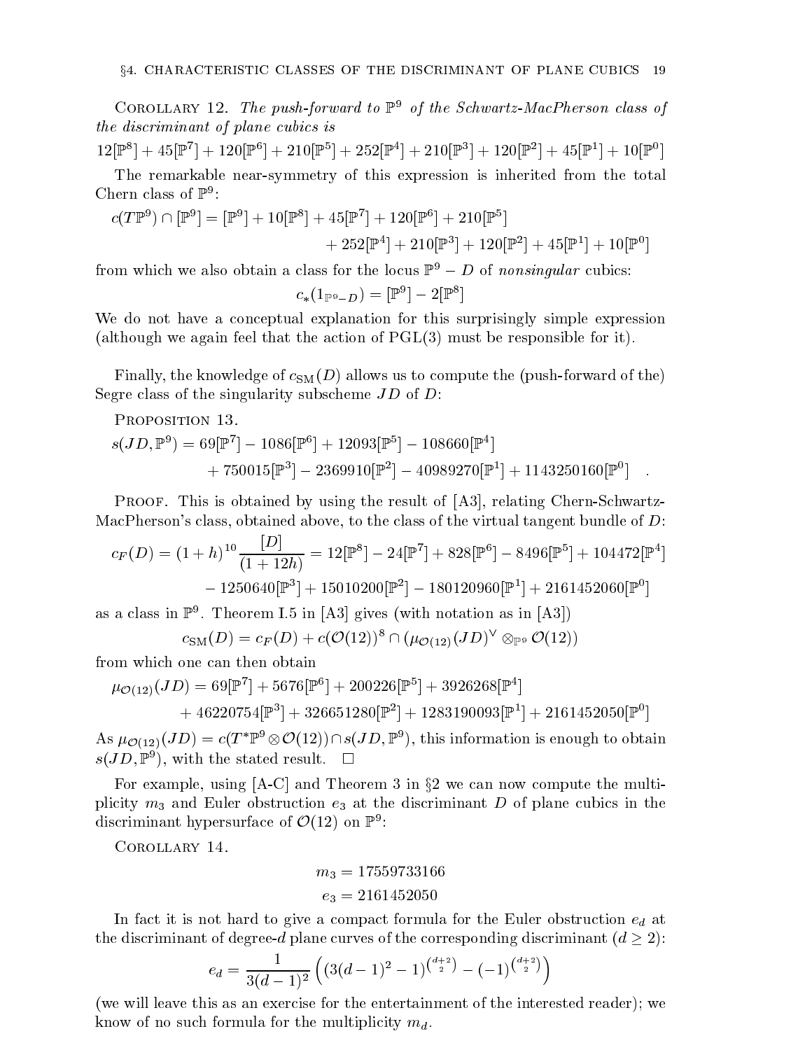Corollary 12. *The push-forward to $\mathbb{P}^9$ of the Schwartz-MacPherson class of the discriminant of plane cubics is*

$$12[\mathbb{P}^8]+45[\mathbb{P}^7]+120[\mathbb{P}^6]+210[\mathbb{P}^5]+252[\mathbb{P}^4]+210[\mathbb{P}^3]+120[\mathbb{P}^2]+45[\mathbb{P}^1]+10[\mathbb{P}^0]$$

The remarkable near-symmetry of this expression is inherited from the total Chern class of $\mathbb{P}^9$:

$$c(T\mathbb{P}^9)\cap[\mathbb{P}^9]=[\mathbb{P}^9]+10[\mathbb{P}^8]+45[\mathbb{P}^7]+120[\mathbb{P}^6]+210[\mathbb{P}^5]$$
$$+252[\mathbb{P}^4]+210[\mathbb{P}^3]+120[\mathbb{P}^2]+45[\mathbb{P}^1]+10[\mathbb{P}^0]$$

from which we also obtain a class for the locus $\mathbb{P}^9 - D$ of *nonsingular* cubics:

$$c_*(1_{\mathbb{P}^9-D})=[\mathbb{P}^9]-2[\mathbb{P}^8]$$

We do not have a conceptual explanation for this surprisingly simple expression (although we again feel that the action of $\mathrm{PGL}(3)$ must be responsible for it).

Finally, the knowledge of $c_{\mathrm{SM}}(D)$ allows us to compute the (push-forward of the) Segre class of the singularity subscheme $JD$ of $D$:

Proposition 13.

$$s(JD,\mathbb{P}^9)=69[\mathbb{P}^7]-1086[\mathbb{P}^6]+12093[\mathbb{P}^5]-108660[\mathbb{P}^4]$$
$$+750015[\mathbb{P}^3]-2369910[\mathbb{P}^2]-40989270[\mathbb{P}^1]+1143250160[\mathbb{P}^0]\quad .$$

Proof. This is obtained by using the result of [A3], relating Chern-Schwartz-MacPherson's class, obtained above, to the class of the virtual tangent bundle of $D$:

$$c_F(D)=(1+h)^{10}\frac{[D]}{(1+12h)}=12[\mathbb{P}^8]-24[\mathbb{P}^7]+828[\mathbb{P}^6]-8496[\mathbb{P}^5]+104472[\mathbb{P}^4]$$
$$-1250640[\mathbb{P}^3]+15010200[\mathbb{P}^2]-180120960[\mathbb{P}^1]+2161452060[\mathbb{P}^0]$$

as a class in $\mathbb{P}^9$. Theorem I.5 in [A3] gives (with notation as in [A3])

$$c_{\mathrm{SM}}(D)=c_F(D)+c(\mathcal{O}(12))^8\cap(\mu_{\mathcal{O}(12)}(JD)^\vee\otimes_{\mathbb{P}^9}\mathcal{O}(12))$$

from which one can then obtain

$$\mu_{\mathcal{O}(12)}(JD)=69[\mathbb{P}^7]+5676[\mathbb{P}^6]+200226[\mathbb{P}^5]+3926268[\mathbb{P}^4]$$
$$+46220754[\mathbb{P}^3]+326651280[\mathbb{P}^2]+1283190093[\mathbb{P}^1]+2161452050[\mathbb{P}^0]$$

As $\mu_{\mathcal{O}(12)}(JD)=c(T^*\mathbb{P}^9\otimes\mathcal{O}(12))\cap s(JD,\mathbb{P}^9)$, this information is enough to obtain $s(JD,\mathbb{P}^9)$, with the stated result. $\square$

For example, using [A-C] and Theorem 3 in §2 we can now compute the multiplicity $m_3$ and Euler obstruction $e_3$ at the discriminant $D$ of plane cubics in the discriminant hypersurface of $\mathcal{O}(12)$ on $\mathbb{P}^9$:

Corollary 14.

$$m_3=17559733166$$
$$e_3=2161452050$$

In fact it is not hard to give a compact formula for the Euler obstruction $e_d$ at the discriminant of degree-$d$ plane curves of the corresponding discriminant ($d\geq 2$):

$$e_d=\frac{1}{3(d-1)^2}\left((3(d-1)^2-1)^{\binom{d+2}{2}}-(-1)^{\binom{d+2}{2}}\right)$$

(we will leave this as an exercise for the entertainment of the interested reader); we know of no such formula for the multiplicity $m_d$.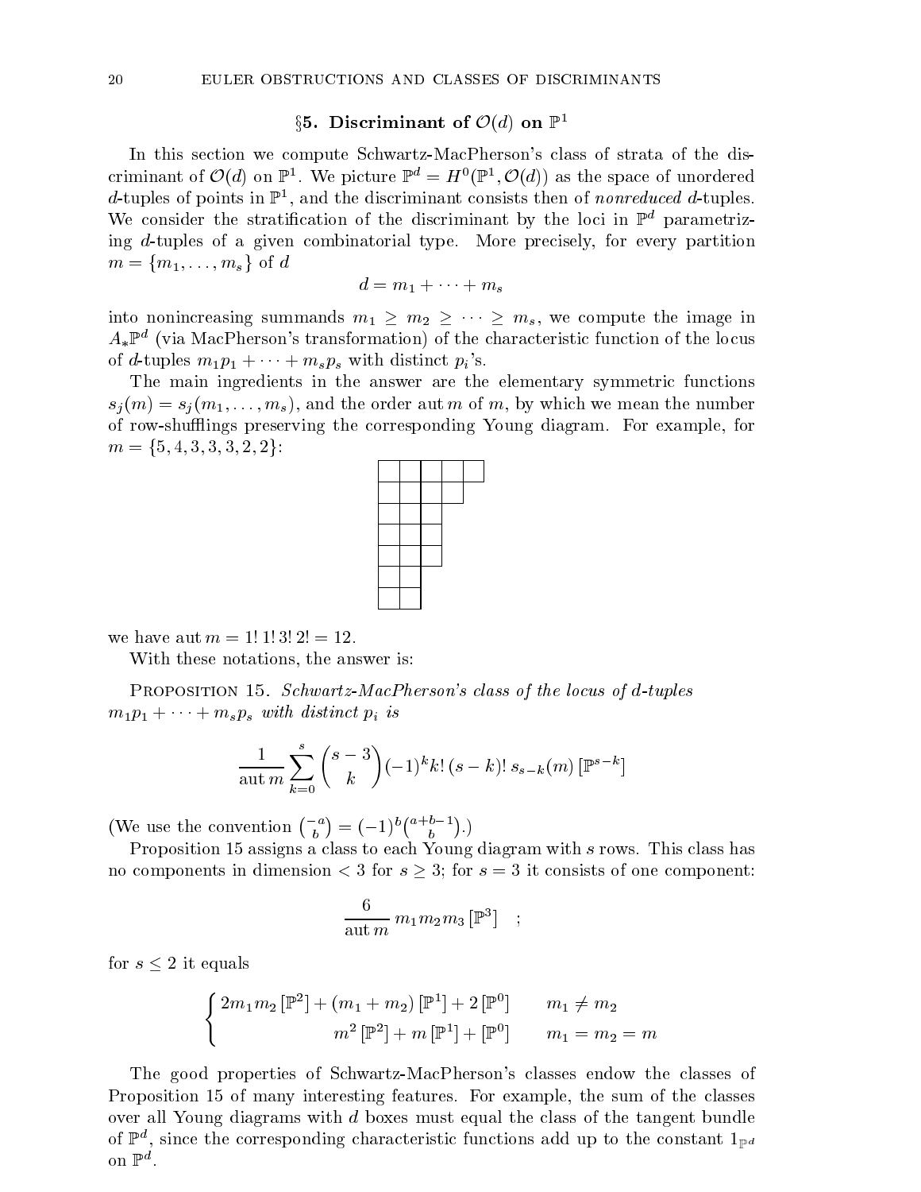## §5. Discriminant of $\mathcal{O}(d)$ on $\mathbb{P}^1$

In this section we compute Schwartz-MacPherson's class of strata of the discriminant of $\mathcal{O}(d)$ on $\mathbb{P}^1$. We picture $\mathbb{P}^d = H^0(\mathbb{P}^1, \mathcal{O}(d))$ as the space of unordered $d$-tuples of points in $\mathbb{P}^1$, and the discriminant consists then of *nonreduced* $d$-tuples. We consider the stratification of the discriminant by the loci in $\mathbb{P}^d$ parametrizing $d$-tuples of a given combinatorial type. More precisely, for every partition $m = \{m_1, \dots, m_s\}$ of $d$

$$d = m_1 + \cdots + m_s$$

into nonincreasing summands $m_1 \geq m_2 \geq \cdots \geq m_s$, we compute the image in $A_*\mathbb{P}^d$ (via MacPherson's transformation) of the characteristic function of the locus of $d$-tuples $m_1p_1 + \cdots + m_sp_s$ with distinct $p_i$'s.

The main ingredients in the answer are the elementary symmetric functions $s_j(m) = s_j(m_1, \dots, m_s)$, and the order $\operatorname{aut} m$ of $m$, by which we mean the number of row-shufflings preserving the corresponding Young diagram. For example, for $m = \{5, 4, 3, 3, 3, 2, 2\}$:

| | | | | |
|---|---|---|---|---|
| ☐ | ☐ | ☐ | ☐ | ☐ |
| ☐ | ☐ | ☐ | ☐ | |
| ☐ | ☐ | ☐ | | |
| ☐ | ☐ | ☐ | | |
| ☐ | ☐ | ☐ | | |
| ☐ | ☐ | | | |
| ☐ | ☐ | | | |

we have $\operatorname{aut} m = 1!\,1!\,3!\,2! = 12$.

With these notations, the answer is:

Proposition 15. *Schwartz-MacPherson's class of the locus of $d$-tuples $m_1p_1 + \cdots + m_sp_s$ with distinct $p_i$ is*

$$\frac{1}{\operatorname{aut} m} \sum_{k=0}^{s} \binom{s-3}{k} (-1)^k k!\,(s-k)!\, s_{s-k}(m)\,[\mathbb{P}^{s-k}]$$

(We use the convention $\binom{-a}{b} = (-1)^b \binom{a+b-1}{b}$.)

Proposition 15 assigns a class to each Young diagram with $s$ rows. This class has no components in dimension $< 3$ for $s \geq 3$; for $s = 3$ it consists of one component:

$$\frac{6}{\operatorname{aut} m}\, m_1m_2m_3\,[\mathbb{P}^3] \quad ;$$

for $s \leq 2$ it equals

$$\begin{cases} 2m_1m_2\,[\mathbb{P}^2] + (m_1 + m_2)\,[\mathbb{P}^1] + 2\,[\mathbb{P}^0] & m_1 \neq m_2 \\ m^2\,[\mathbb{P}^2] + m\,[\mathbb{P}^1] + [\mathbb{P}^0] & m_1 = m_2 = m \end{cases}$$

The good properties of Schwartz-MacPherson's classes endow the classes of Proposition 15 of many interesting features. For example, the sum of the classes over all Young diagrams with $d$ boxes must equal the class of the tangent bundle of $\mathbb{P}^d$, since the corresponding characteristic functions add up to the constant $1_{\mathbb{P}^d}$ on $\mathbb{P}^d$.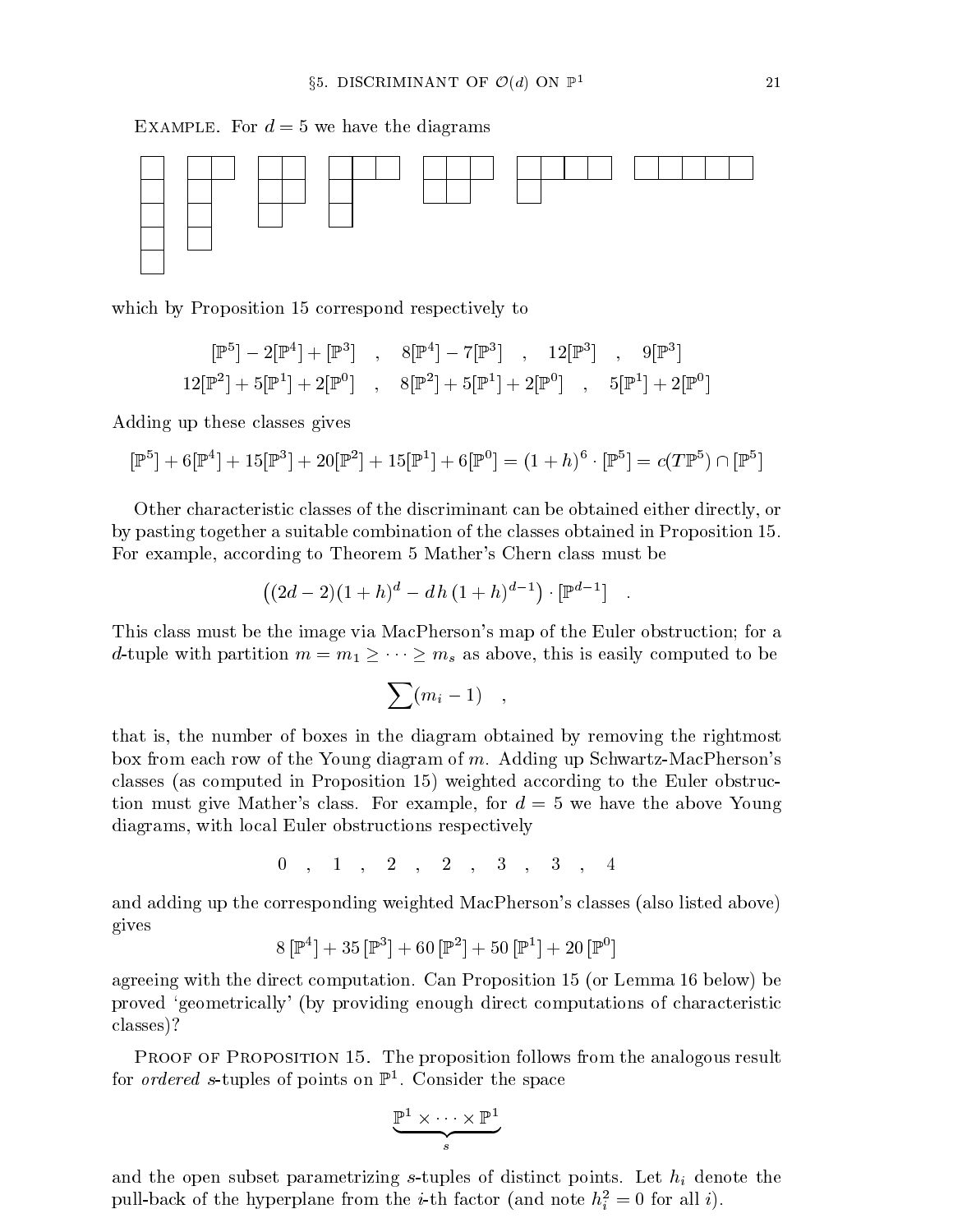EXAMPLE. For $d = 5$ we have the diagrams

$$\begin{array}{c}
\text{[Young diagrams for partitions } 1^5,\ 2\,1^3,\ 2^2\,1,\ 3\,1^2,\ 3\,2,\ 4\,1,\ 5 \text{]}
\end{array}$$

which by Proposition 15 correspond respectively to

$$[\mathbb{P}^5] - 2[\mathbb{P}^4] + [\mathbb{P}^3] \quad , \quad 8[\mathbb{P}^4] - 7[\mathbb{P}^3] \quad , \quad 12[\mathbb{P}^3] \quad , \quad 9[\mathbb{P}^3]$$
$$12[\mathbb{P}^2] + 5[\mathbb{P}^1] + 2[\mathbb{P}^0] \quad , \quad 8[\mathbb{P}^2] + 5[\mathbb{P}^1] + 2[\mathbb{P}^0] \quad , \quad 5[\mathbb{P}^1] + 2[\mathbb{P}^0]$$

Adding up these classes gives

$$[\mathbb{P}^5] + 6[\mathbb{P}^4] + 15[\mathbb{P}^3] + 20[\mathbb{P}^2] + 15[\mathbb{P}^1] + 6[\mathbb{P}^0] = (1+h)^6 \cdot [\mathbb{P}^5] = c(T\mathbb{P}^5) \cap [\mathbb{P}^5]$$

Other characteristic classes of the discriminant can be obtained either directly, or by pasting together a suitable combination of the classes obtained in Proposition 15. For example, according to Theorem 5 Mather's Chern class must be

$$\left((2d-2)(1+h)^d - d\,h\,(1+h)^{d-1}\right) \cdot [\mathbb{P}^{d-1}] \quad .$$

This class must be the image via MacPherson's map of the Euler obstruction; for a $d$-tuple with partition $m = m_1 \geq \cdots \geq m_s$ as above, this is easily computed to be

$$\sum (m_i - 1) \quad ,$$

that is, the number of boxes in the diagram obtained by removing the rightmost box from each row of the Young diagram of $m$. Adding up Schwartz-MacPherson's classes (as computed in Proposition 15) weighted according to the Euler obstruction must give Mather's class. For example, for $d = 5$ we have the above Young diagrams, with local Euler obstructions respectively

$$0 \quad , \quad 1 \quad , \quad 2 \quad , \quad 2 \quad , \quad 3 \quad , \quad 3 \quad , \quad 4$$

and adding up the corresponding weighted MacPherson's classes (also listed above) gives

$$8\,[\mathbb{P}^4] + 35\,[\mathbb{P}^3] + 60\,[\mathbb{P}^2] + 50\,[\mathbb{P}^1] + 20\,[\mathbb{P}^0]$$

agreeing with the direct computation. Can Proposition 15 (or Lemma 16 below) be proved 'geometrically' (by providing enough direct computations of characteristic classes)?

PROOF OF PROPOSITION 15. The proposition follows from the analogous result for *ordered* $s$-tuples of points on $\mathbb{P}^1$. Consider the space

$$\underbrace{\mathbb{P}^1 \times \cdots \times \mathbb{P}^1}_{s}$$

and the open subset parametrizing $s$-tuples of distinct points. Let $h_i$ denote the pull-back of the hyperplane from the $i$-th factor (and note $h_i^2 = 0$ for all $i$).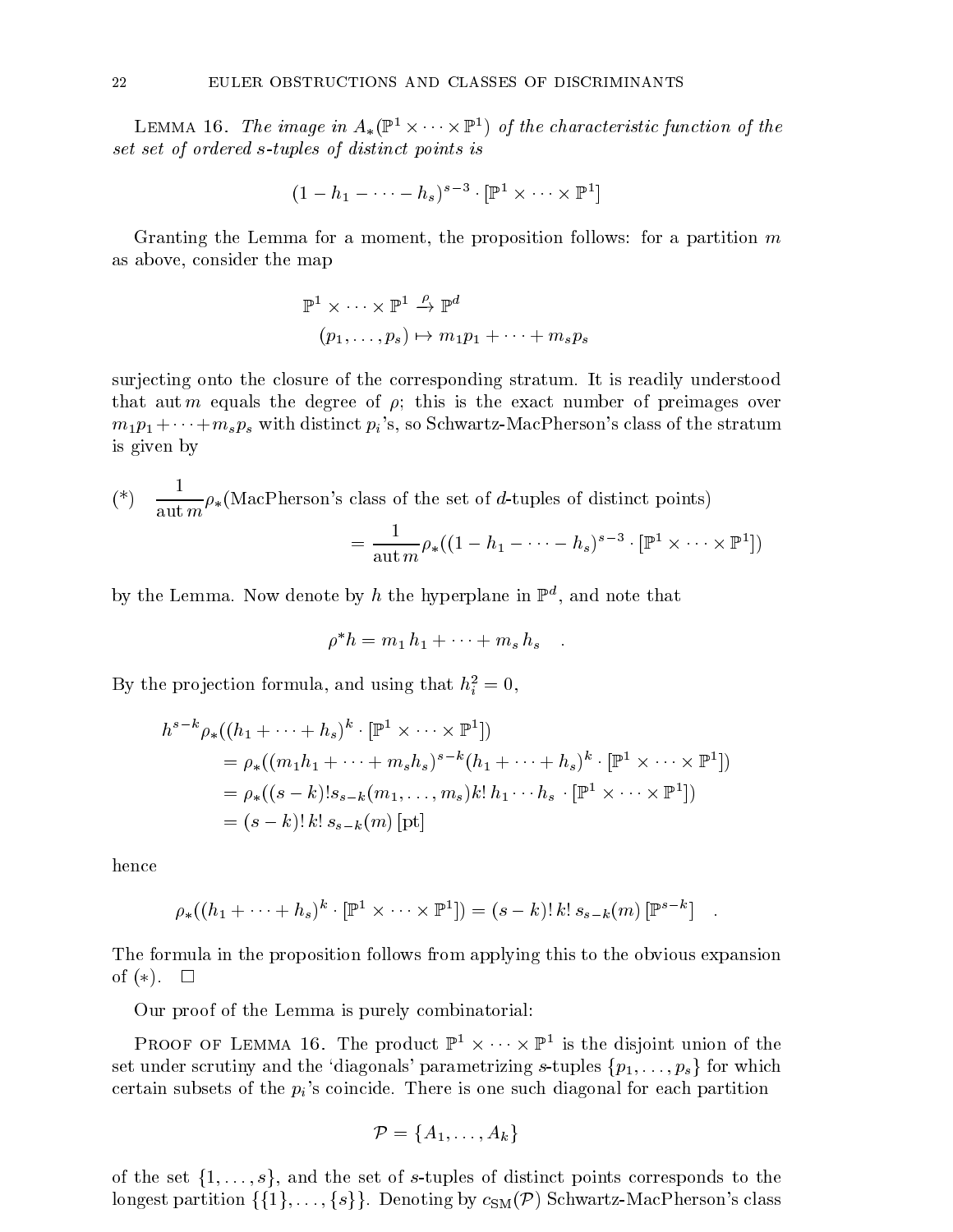LEMMA 16. *The image in $A_*(\mathbb{P}^1 \times \cdots \times \mathbb{P}^1)$ of the characteristic function of the set set of ordered $s$-tuples of distinct points is*

$$(1 - h_1 - \cdots - h_s)^{s-3} \cdot [\mathbb{P}^1 \times \cdots \times \mathbb{P}^1]$$

Granting the Lemma for a moment, the proposition follows: for a partition $m$ as above, consider the map

$$\begin{aligned} \mathbb{P}^1 \times \cdots \times \mathbb{P}^1 &\xrightarrow{\rho} \mathbb{P}^d \\ (p_1, \ldots, p_s) &\mapsto m_1 p_1 + \cdots + m_s p_s \end{aligned}$$

surjecting onto the closure of the corresponding stratum. It is readily understood that $\operatorname{aut} m$ equals the degree of $\rho$; this is the exact number of preimages over $m_1 p_1 + \cdots + m_s p_s$ with distinct $p_i$'s, so Schwartz-MacPherson's class of the stratum is given by

$$(*) \quad \frac{1}{\operatorname{aut} m} \rho_*(\text{MacPherson's class of the set of } d\text{-tuples of distinct points})$$
$$= \frac{1}{\operatorname{aut} m} \rho_*((1 - h_1 - \cdots - h_s)^{s-3} \cdot [\mathbb{P}^1 \times \cdots \times \mathbb{P}^1])$$

by the Lemma. Now denote by $h$ the hyperplane in $\mathbb{P}^d$, and note that

$$\rho^* h = m_1 \, h_1 + \cdots + m_s \, h_s \quad .$$

By the projection formula, and using that $h_i^2 = 0$,

$$\begin{aligned} h^{s-k} \rho_*((h_1 + \cdots + h_s)^k \cdot [\mathbb{P}^1 \times \cdots \times \mathbb{P}^1]) & \\ = \rho_*((m_1 h_1 + \cdots + m_s h_s)^{s-k} (h_1 + \cdots + h_s)^k \cdot [\mathbb{P}^1 \times \cdots \times \mathbb{P}^1]) & \\ = \rho_*((s-k)! s_{s-k}(m_1, \ldots, m_s) k! \, h_1 \cdots h_s \cdot [\mathbb{P}^1 \times \cdots \times \mathbb{P}^1]) & \\ = (s-k)! \, k! \, s_{s-k}(m) \, [\mathrm{pt}] & \end{aligned}$$

hence

$$\rho_*((h_1 + \cdots + h_s)^k \cdot [\mathbb{P}^1 \times \cdots \times \mathbb{P}^1]) = (s-k)! \, k! \, s_{s-k}(m) \, [\mathbb{P}^{s-k}] \quad .$$

The formula in the proposition follows from applying this to the obvious expansion of $(*)$. $\square$

Our proof of the Lemma is purely combinatorial:

PROOF OF LEMMA 16. The product $\mathbb{P}^1 \times \cdots \times \mathbb{P}^1$ is the disjoint union of the set under scrutiny and the 'diagonals' parametrizing $s$-tuples $\{p_1, \ldots, p_s\}$ for which certain subsets of the $p_i$'s coincide. There is one such diagonal for each partition

$$\mathcal{P} = \{A_1, \ldots, A_k\}$$

of the set $\{1, \ldots, s\}$, and the set of $s$-tuples of distinct points corresponds to the longest partition $\{\{1\}, \ldots, \{s\}\}$. Denoting by $c_{\mathrm{SM}}(\mathcal{P})$ Schwartz-MacPherson's class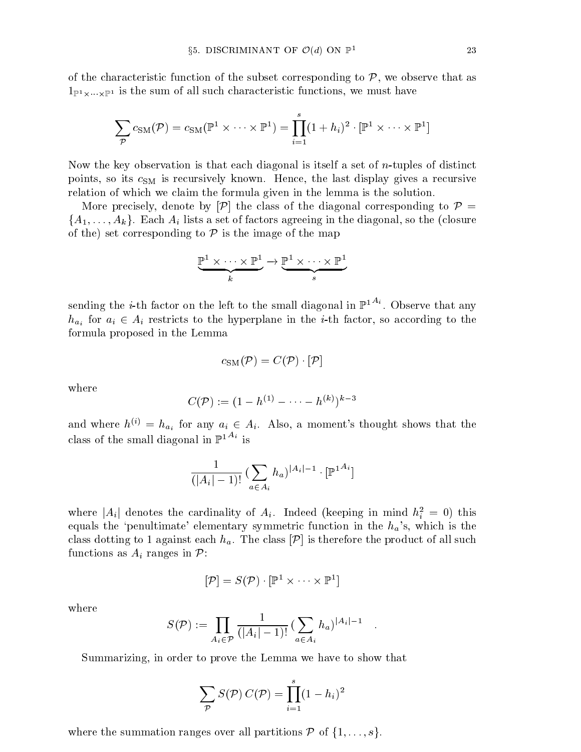of the characteristic function of the subset corresponding to $\mathcal{P}$, we observe that as $1_{\mathbb{P}^1\times\cdots\times\mathbb{P}^1}$ is the sum of all such characteristic functions, we must have

$$\sum_{\mathcal{P}} c_{\mathrm{SM}}(\mathcal{P}) = c_{\mathrm{SM}}(\mathbb{P}^1 \times \cdots \times \mathbb{P}^1) = \prod_{i=1}^{s}(1+h_i)^2 \cdot [\mathbb{P}^1 \times \cdots \times \mathbb{P}^1]$$

Now the key observation is that each diagonal is itself a set of $n$-tuples of distinct points, so its $c_{\mathrm{SM}}$ is recursively known. Hence, the last display gives a recursive relation of which we claim the formula given in the lemma is the solution.

More precisely, denote by $[\mathcal{P}]$ the class of the diagonal corresponding to $\mathcal{P} = \{A_1, \dots, A_k\}$. Each $A_i$ lists a set of factors agreeing in the diagonal, so the (closure of the) set corresponding to $\mathcal{P}$ is the image of the map

$$\underbrace{\mathbb{P}^1 \times \cdots \times \mathbb{P}^1}_{k} \to \underbrace{\mathbb{P}^1 \times \cdots \times \mathbb{P}^1}_{s}$$

sending the $i$-th factor on the left to the small diagonal in ${\mathbb{P}^1}^{A_i}$. Observe that any $h_{a_i}$ for $a_i \in A_i$ restricts to the hyperplane in the $i$-th factor, so according to the formula proposed in the Lemma

$$c_{\mathrm{SM}}(\mathcal{P}) = C(\mathcal{P}) \cdot [\mathcal{P}]$$

where

$$C(\mathcal{P}) := (1 - h^{(1)} - \cdots - h^{(k)})^{k-3}$$

and where $h^{(i)} = h_{a_i}$ for any $a_i \in A_i$. Also, a moment's thought shows that the class of the small diagonal in ${\mathbb{P}^1}^{A_i}$ is

$$\frac{1}{(|A_i|-1)!}\,(\sum_{a\in A_i} h_a)^{|A_i|-1} \cdot [{\mathbb{P}^1}^{A_i}]$$

where $|A_i|$ denotes the cardinality of $A_i$. Indeed (keeping in mind $h_i^2 = 0$) this equals the 'penultimate' elementary symmetric function in the $h_a$'s, which is the class dotting to 1 against each $h_a$. The class $[\mathcal{P}]$ is therefore the product of all such functions as $A_i$ ranges in $\mathcal{P}$:

$$[\mathcal{P}] = S(\mathcal{P}) \cdot [\mathbb{P}^1 \times \cdots \times \mathbb{P}^1]$$

where

$$S(\mathcal{P}) := \prod_{A_i \in \mathcal{P}} \frac{1}{(|A_i|-1)!}\,(\sum_{a\in A_i} h_a)^{|A_i|-1} \quad .$$

Summarizing, in order to prove the Lemma we have to show that

$$\sum_{\mathcal{P}} S(\mathcal{P})\, C(\mathcal{P}) = \prod_{i=1}^{s}(1-h_i)^2$$

where the summation ranges over all partitions $\mathcal{P}$ of $\{1, \dots, s\}$.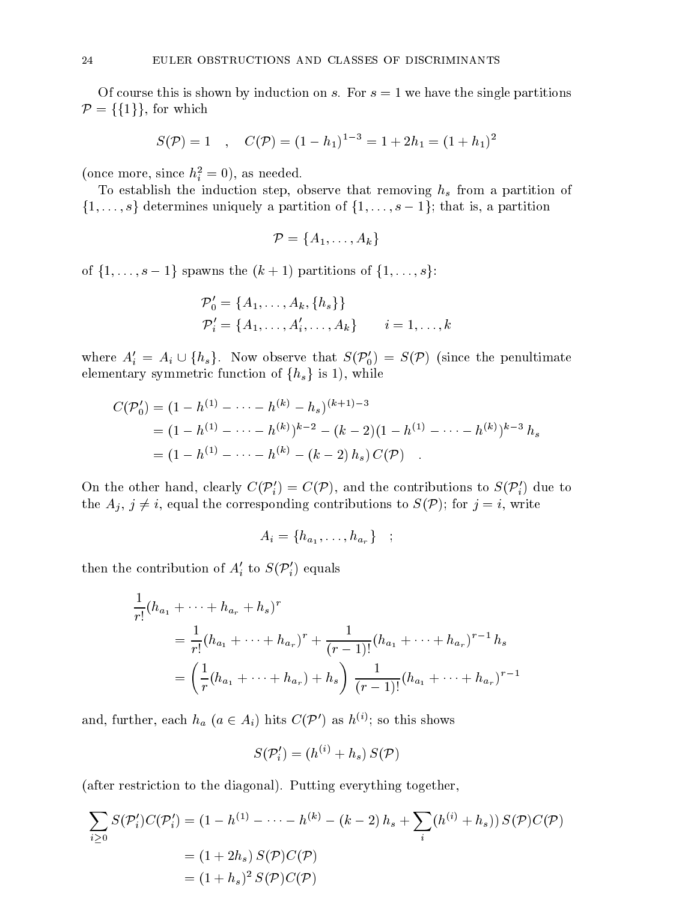Of course this is shown by induction on $s$. For $s = 1$ we have the single partitions $\mathcal{P} = \{\{1\}\}$, for which

$$S(\mathcal{P}) = 1 \quad , \quad C(\mathcal{P}) = (1 - h_1)^{1-3} = 1 + 2h_1 = (1 + h_1)^2$$

(once more, since $h_i^2 = 0$), as needed.

To establish the induction step, observe that removing $h_s$ from a partition of $\{1, \dots, s\}$ determines uniquely a partition of $\{1, \dots, s-1\}$; that is, a partition

$$\mathcal{P} = \{A_1, \dots, A_k\}$$

of $\{1, \dots, s-1\}$ spawns the $(k+1)$ partitions of $\{1, \dots, s\}$:

$$\begin{aligned}
\mathcal{P}'_0 &= \{A_1, \dots, A_k, \{h_s\}\} \\
\mathcal{P}'_i &= \{A_1, \dots, A'_i, \dots, A_k\} \qquad i = 1, \dots, k
\end{aligned}$$

where $A'_i = A_i \cup \{h_s\}$. Now observe that $S(\mathcal{P}'_0) = S(\mathcal{P})$ (since the penultimate elementary symmetric function of $\{h_s\}$ is 1), while

$$\begin{aligned}
C(\mathcal{P}'_0) &= (1 - h^{(1)} - \dots - h^{(k)} - h_s)^{(k+1)-3} \\
&= (1 - h^{(1)} - \dots - h^{(k)})^{k-2} - (k-2)(1 - h^{(1)} - \dots - h^{(k)})^{k-3}\, h_s \\
&= (1 - h^{(1)} - \dots - h^{(k)} - (k-2)\, h_s)\, C(\mathcal{P}) \quad .
\end{aligned}$$

On the other hand, clearly $C(\mathcal{P}'_i) = C(\mathcal{P})$, and the contributions to $S(\mathcal{P}'_i)$ due to the $A_j$, $j \neq i$, equal the corresponding contributions to $S(\mathcal{P})$; for $j = i$, write

$$A_i = \{h_{a_1}, \dots, h_{a_r}\} \quad ;$$

then the contribution of $A'_i$ to $S(\mathcal{P}'_i)$ equals

$$\begin{aligned}
&\frac{1}{r!}(h_{a_1} + \dots + h_{a_r} + h_s)^r \\
&\qquad = \frac{1}{r!}(h_{a_1} + \dots + h_{a_r})^r + \frac{1}{(r-1)!}(h_{a_1} + \dots + h_{a_r})^{r-1}\, h_s \\
&\qquad = \left(\frac{1}{r}(h_{a_1} + \dots + h_{a_r}) + h_s\right) \frac{1}{(r-1)!}(h_{a_1} + \dots + h_{a_r})^{r-1}
\end{aligned}$$

and, further, each $h_a$ ($a \in A_i$) hits $C(\mathcal{P}')$ as $h^{(i)}$; so this shows

$$S(\mathcal{P}'_i) = (h^{(i)} + h_s)\, S(\mathcal{P})$$

(after restriction to the diagonal). Putting everything together,

$$\begin{aligned}
\sum_{i \geq 0} S(\mathcal{P}'_i) C(\mathcal{P}'_i) &= (1 - h^{(1)} - \dots - h^{(k)} - (k-2)\, h_s + \sum_i (h^{(i)} + h_s))\, S(\mathcal{P}) C(\mathcal{P}) \\
&= (1 + 2h_s)\, S(\mathcal{P}) C(\mathcal{P}) \\
&= (1 + h_s)^2\, S(\mathcal{P}) C(\mathcal{P})
\end{aligned}$$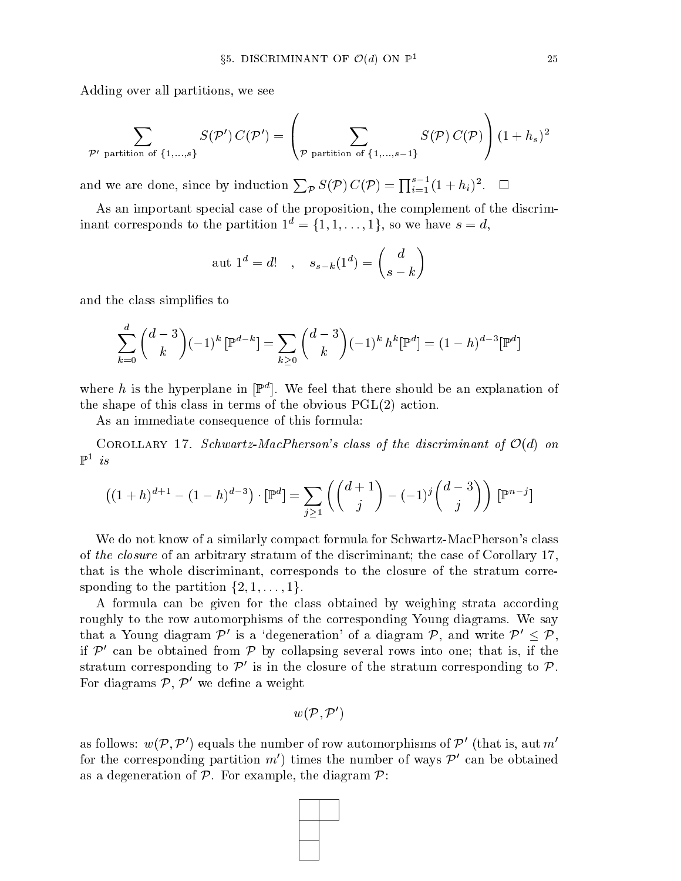Adding over all partitions, we see

$$\sum_{\mathcal{P}' \text{ partition of } \{1,\dots,s\}} S(\mathcal{P}')\, C(\mathcal{P}') = \left( \sum_{\mathcal{P} \text{ partition of } \{1,\dots,s-1\}} S(\mathcal{P})\, C(\mathcal{P}) \right) (1+h_s)^2$$

and we are done, since by induction $\sum_{\mathcal{P}} S(\mathcal{P})\, C(\mathcal{P}) = \prod_{i=1}^{s-1}(1+h_i)^2$. $\square$

As an important special case of the proposition, the complement of the discriminant corresponds to the partition $1^d = \{1,1,\dots,1\}$, so we have $s = d$,

$$\text{aut } 1^d = d! \quad , \quad s_{s-k}(1^d) = \binom{d}{s-k}$$

and the class simplifies to

$$\sum_{k=0}^{d} \binom{d-3}{k} (-1)^k\, [\mathbb{P}^{d-k}] = \sum_{k\geq 0} \binom{d-3}{k} (-1)^k\, h^k [\mathbb{P}^d] = (1-h)^{d-3} [\mathbb{P}^d]$$

where $h$ is the hyperplane in $[\mathbb{P}^d]$. We feel that there should be an explanation of the shape of this class in terms of the obvious $\mathrm{PGL}(2)$ action.

As an immediate consequence of this formula:

Corollary 17. *Schwartz-MacPherson's class of the discriminant of $\mathcal{O}(d)$ on $\mathbb{P}^1$ is*

$$\left((1+h)^{d+1} - (1-h)^{d-3}\right) \cdot [\mathbb{P}^d] = \sum_{j\geq 1} \left( \binom{d+1}{j} - (-1)^j \binom{d-3}{j} \right) [\mathbb{P}^{n-j}]$$

We do not know of a similarly compact formula for Schwartz-MacPherson's class of *the closure* of an arbitrary stratum of the discriminant; the case of Corollary 17, that is the whole discriminant, corresponds to the closure of the stratum corresponding to the partition $\{2,1,\dots,1\}$.

A formula can be given for the class obtained by weighing strata according roughly to the row automorphisms of the corresponding Young diagrams. We say that a Young diagram $\mathcal{P}'$ is a 'degeneration' of a diagram $\mathcal{P}$, and write $\mathcal{P}' \leq \mathcal{P}$, if $\mathcal{P}'$ can be obtained from $\mathcal{P}$ by collapsing several rows into one; that is, if the stratum corresponding to $\mathcal{P}'$ is in the closure of the stratum corresponding to $\mathcal{P}$. For diagrams $\mathcal{P}$, $\mathcal{P}'$ we define a weight

$$w(\mathcal{P}, \mathcal{P}')$$

as follows: $w(\mathcal{P}, \mathcal{P}')$ equals the number of row automorphisms of $\mathcal{P}'$ (that is, $\text{aut}\, m'$ for the corresponding partition $m'$) times the number of ways $\mathcal{P}'$ can be obtained as a degeneration of $\mathcal{P}$. For example, the diagram $\mathcal{P}$: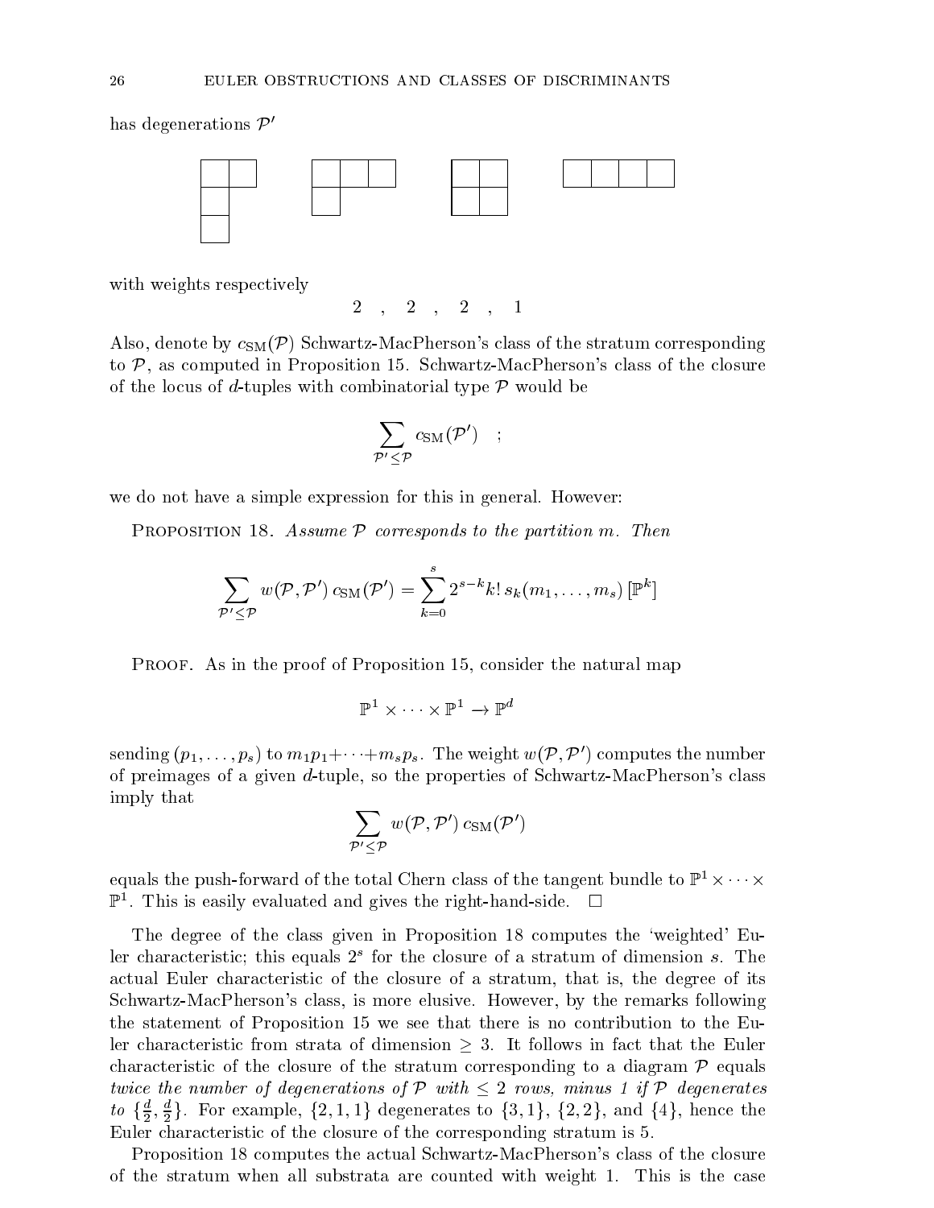has degenerations $\mathcal{P}'$

with weights respectively

$$2 \quad , \quad 2 \quad , \quad 2 \quad , \quad 1$$

Also, denote by $c_{\rm SM}(\mathcal{P})$ Schwartz-MacPherson's class of the stratum corresponding to $\mathcal{P}$, as computed in Proposition 15. Schwartz-MacPherson's class of the closure of the locus of $d$-tuples with combinatorial type $\mathcal{P}$ would be

$$\sum_{\mathcal{P}' \le \mathcal{P}} c_{\rm SM}(\mathcal{P}') \quad ;$$

we do not have a simple expression for this in general. However:

Proposition 18. *Assume $\mathcal{P}$ corresponds to the partition $m$. Then*

$$\sum_{\mathcal{P}' \le \mathcal{P}} w(\mathcal{P}, \mathcal{P}')\, c_{\rm SM}(\mathcal{P}') = \sum_{k=0}^{s} 2^{s-k} k!\, s_k(m_1, \dots, m_s)\, [\mathbb{P}^k]$$

Proof. As in the proof of Proposition 15, consider the natural map

$$\mathbb{P}^1 \times \cdots \times \mathbb{P}^1 \to \mathbb{P}^d$$

sending $(p_1, \dots, p_s)$ to $m_1 p_1 + \cdots + m_s p_s$. The weight $w(\mathcal{P}, \mathcal{P}')$ computes the number of preimages of a given $d$-tuple, so the properties of Schwartz-MacPherson's class imply that

$$\sum_{\mathcal{P}' \le \mathcal{P}} w(\mathcal{P}, \mathcal{P}')\, c_{\rm SM}(\mathcal{P}')$$

equals the push-forward of the total Chern class of the tangent bundle to $\mathbb{P}^1 \times \cdots \times \mathbb{P}^1$. This is easily evaluated and gives the right-hand-side. $\square$

The degree of the class given in Proposition 18 computes the 'weighted' Euler characteristic; this equals $2^s$ for the closure of a stratum of dimension $s$. The actual Euler characteristic of the closure of a stratum, that is, the degree of its Schwartz-MacPherson's class, is more elusive. However, by the remarks following the statement of Proposition 15 we see that there is no contribution to the Euler characteristic from strata of dimension $\ge 3$. It follows in fact that the Euler characteristic of the closure of the stratum corresponding to a diagram $\mathcal{P}$ equals *twice the number of degenerations of $\mathcal{P}$ with $\le 2$ rows, minus 1 if $\mathcal{P}$ degenerates to $\{\frac{d}{2}, \frac{d}{2}\}$*. For example, $\{2, 1, 1\}$ degenerates to $\{3, 1\}$, $\{2, 2\}$, and $\{4\}$, hence the Euler characteristic of the closure of the corresponding stratum is 5.

Proposition 18 computes the actual Schwartz-MacPherson's class of the closure of the stratum when all substrata are counted with weight 1. This is the case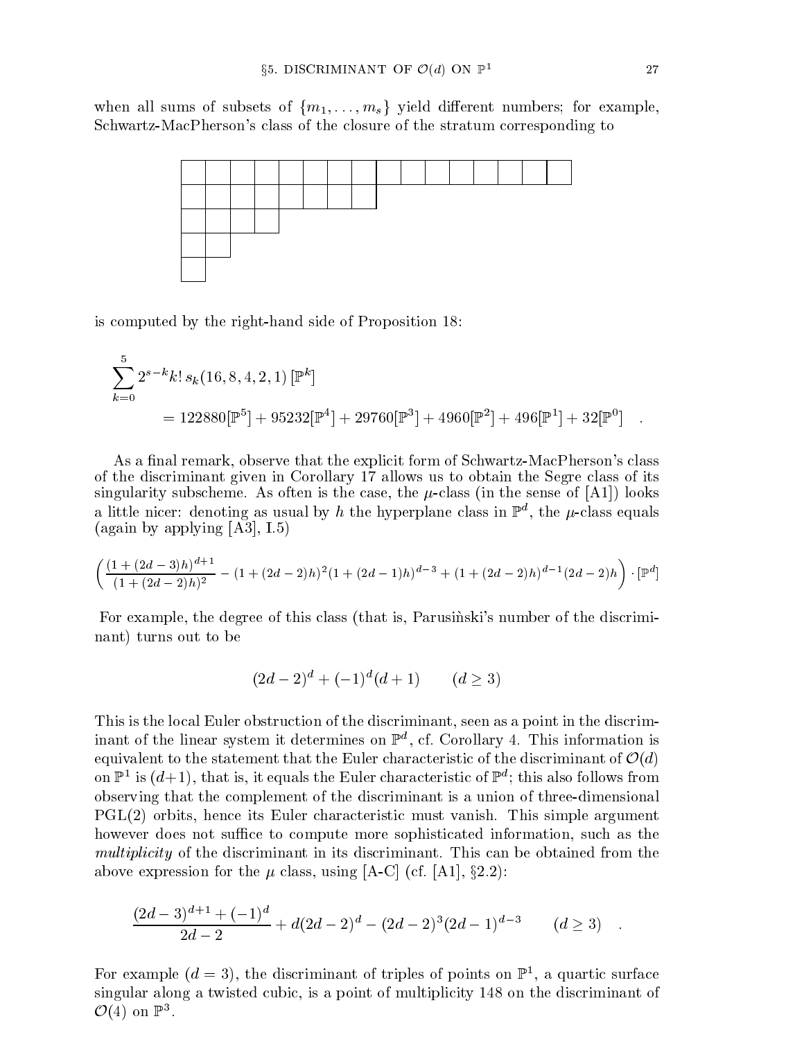when all sums of subsets of $\{m_1, \dots, m_s\}$ yield different numbers; for example, Schwartz-MacPherson's class of the closure of the stratum corresponding to

is computed by the right-hand side of Proposition 18:

$$
\sum_{k=0}^{5} 2^{s-k} k!\, s_k(16,8,4,2,1)\,[\mathbb{P}^k]
$$

$$
= 122880[\mathbb{P}^5] + 95232[\mathbb{P}^4] + 29760[\mathbb{P}^3] + 4960[\mathbb{P}^2] + 496[\mathbb{P}^1] + 32[\mathbb{P}^0] \quad .
$$

As a final remark, observe that the explicit form of Schwartz-MacPherson's class of the discriminant given in Corollary 17 allows us to obtain the Segre class of its singularity subscheme. As often is the case, the $\mu$-class (in the sense of [A1]) looks a little nicer: denoting as usual by $h$ the hyperplane class in $\mathbb{P}^d$, the $\mu$-class equals (again by applying [A3], I.5)

$$
\left( \frac{(1+(2d-3)h)^{d+1}}{(1+(2d-2)h)^2} - (1+(2d-2)h)^2(1+(2d-1)h)^{d-3} + (1+(2d-2)h)^{d-1}(2d-2)h \right) \cdot [\mathbb{P}^d]
$$

For example, the degree of this class (that is, Parusiǹski's number of the discriminant) turns out to be

$$
(2d-2)^d + (-1)^d(d+1) \qquad (d \geq 3)
$$

This is the local Euler obstruction of the discriminant, seen as a point in the discriminant of the linear system it determines on $\mathbb{P}^d$, cf. Corollary 4. This information is equivalent to the statement that the Euler characteristic of the discriminant of $\mathcal{O}(d)$ on $\mathbb{P}^1$ is $(d+1)$, that is, it equals the Euler characteristic of $\mathbb{P}^d$; this also follows from observing that the complement of the discriminant is a union of three-dimensional PGL(2) orbits, hence its Euler characteristic must vanish. This simple argument however does not suffice to compute more sophisticated information, such as the *multiplicity* of the discriminant in its discriminant. This can be obtained from the above expression for the $\mu$ class, using [A-C] (cf. [A1], §2.2):

$$
\frac{(2d-3)^{d+1} + (-1)^d}{2d-2} + d(2d-2)^d - (2d-2)^3(2d-1)^{d-3} \qquad (d \geq 3) \quad .
$$

For example $(d = 3)$, the discriminant of triples of points on $\mathbb{P}^1$, a quartic surface singular along a twisted cubic, is a point of multiplicity 148 on the discriminant of $\mathcal{O}(4)$ on $\mathbb{P}^3$.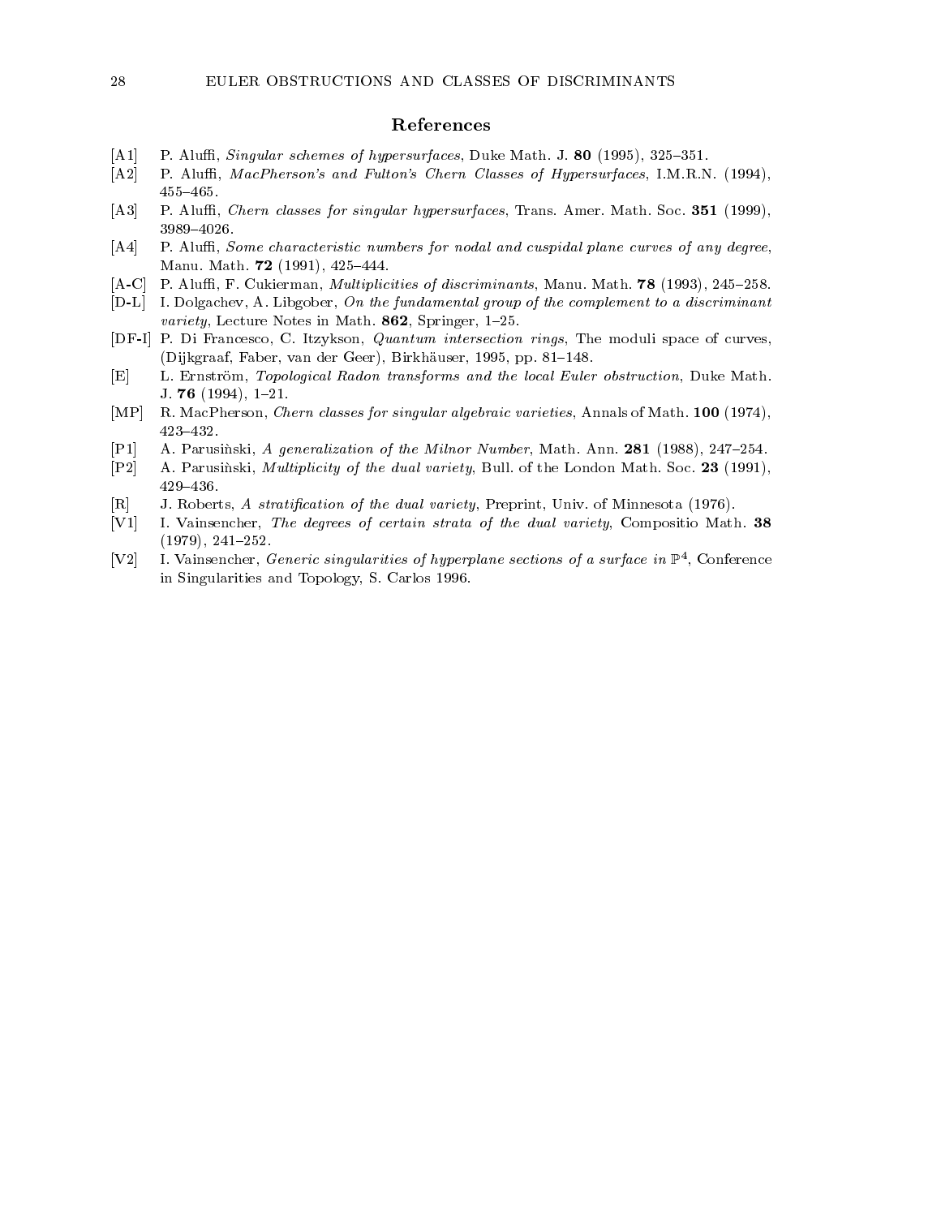## References

[A1] P. Aluffi, *Singular schemes of hypersurfaces*, Duke Math. J. **80** (1995), 325–351.

[A2] P. Aluffi, *MacPherson's and Fulton's Chern Classes of Hypersurfaces*, I.M.R.N. (1994), 455–465.

[A3] P. Aluffi, *Chern classes for singular hypersurfaces*, Trans. Amer. Math. Soc. **351** (1999), 3989–4026.

[A4] P. Aluffi, *Some characteristic numbers for nodal and cuspidal plane curves of any degree*, Manu. Math. **72** (1991), 425–444.

[A-C] P. Aluffi, F. Cukierman, *Multiplicities of discriminants*, Manu. Math. **78** (1993), 245–258.

[D-L] I. Dolgachev, A. Libgober, *On the fundamental group of the complement to a discriminant variety*, Lecture Notes in Math. **862**, Springer, 1–25.

[DF-I] P. Di Francesco, C. Itzykson, *Quantum intersection rings*, The moduli space of curves, (Dijkgraaf, Faber, van der Geer), Birkhäuser, 1995, pp. 81–148.

[E] L. Ernström, *Topological Radon transforms and the local Euler obstruction*, Duke Math. J. **76** (1994), 1–21.

[MP] R. MacPherson, *Chern classes for singular algebraic varieties*, Annals of Math. **100** (1974), 423–432.

[P1] A. Parusiǹski, *A generalization of the Milnor Number*, Math. Ann. **281** (1988), 247–254.

[P2] A. Parusiǹski, *Multiplicity of the dual variety*, Bull. of the London Math. Soc. **23** (1991), 429–436.

[R] J. Roberts, *A stratification of the dual variety*, Preprint, Univ. of Minnesota (1976).

[V1] I. Vainsencher, *The degrees of certain strata of the dual variety*, Compositio Math. **38** (1979), 241–252.

[V2] I. Vainsencher, *Generic singularities of hyperplane sections of a surface in* $\mathbb{P}^4$, Conference in Singularities and Topology, S. Carlos 1996.